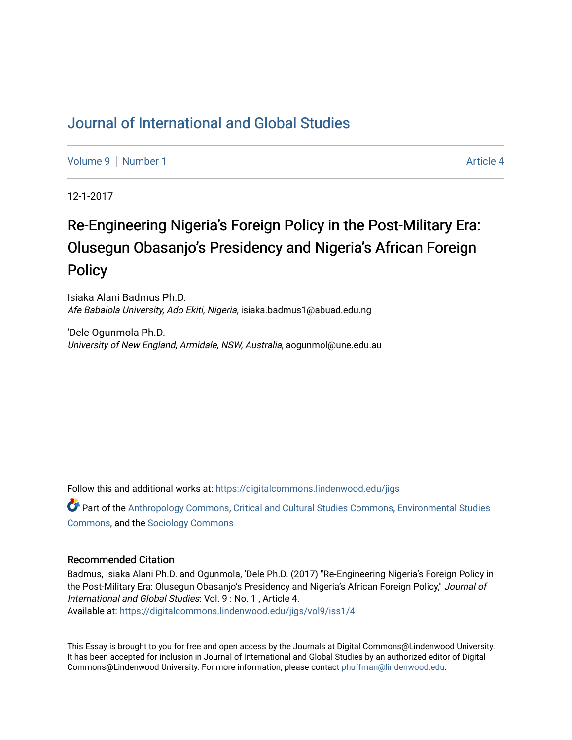# Journal of International and Global Studies

Volume 9 | Number 1 Article 4

12-1-2017

## Re-Engineering Nigeria's Foreign Policy in the Post-Military Era: Olusegun Obasanjo's Presidency and Nigeria's African Foreign Policy

Isiaka Alani Badmus Ph.D.
*Afe Babalola University, Ado Ekiti, Nigeria*, isiaka.badmus1@abuad.edu.ng

'Dele Ogunmola Ph.D.
*University of New England, Armidale, NSW, Australia*, aogunmol@une.edu.au

Follow this and additional works at: https://digitalcommons.lindenwood.edu/jigs

Part of the Anthropology Commons, Critical and Cultural Studies Commons, Environmental Studies Commons, and the Sociology Commons

### Recommended Citation

Badmus, Isiaka Alani Ph.D. and Ogunmola, 'Dele Ph.D. (2017) "Re-Engineering Nigeria's Foreign Policy in the Post-Military Era: Olusegun Obasanjo's Presidency and Nigeria's African Foreign Policy," *Journal of International and Global Studies*: Vol. 9 : No. 1 , Article 4.
Available at: https://digitalcommons.lindenwood.edu/jigs/vol9/iss1/4

This Essay is brought to you for free and open access by the Journals at Digital Commons@Lindenwood University. It has been accepted for inclusion in Journal of International and Global Studies by an authorized editor of Digital Commons@Lindenwood University. For more information, please contact phuffman@lindenwood.edu.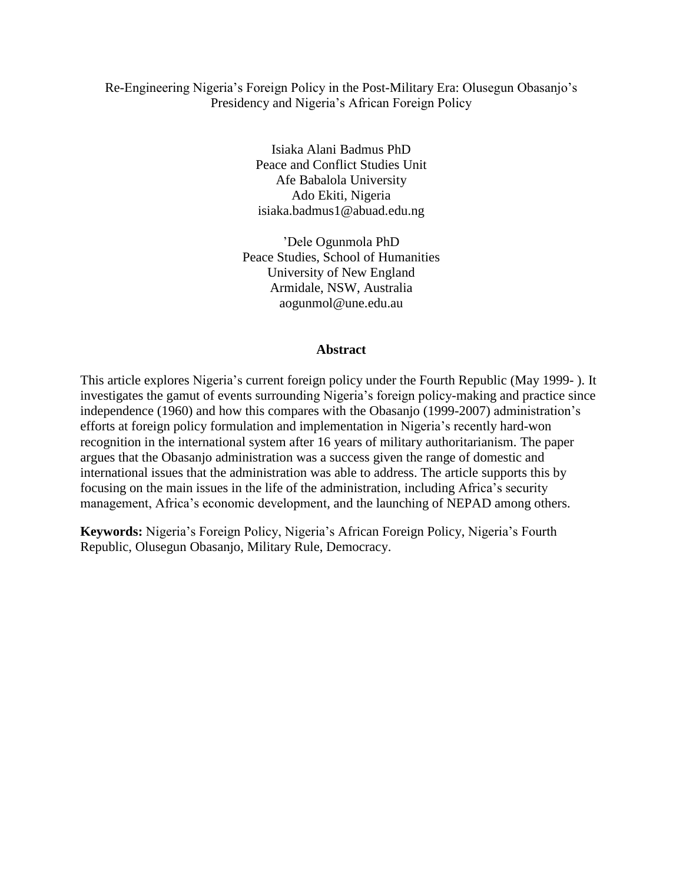# Re-Engineering Nigeria's Foreign Policy in the Post-Military Era: Olusegun Obasanjo's Presidency and Nigeria's African Foreign Policy

Isiaka Alani Badmus PhD
Peace and Conflict Studies Unit
Afe Babalola University
Ado Ekiti, Nigeria
isiaka.badmus1@abuad.edu.ng

'Dele Ogunmola PhD
Peace Studies, School of Humanities
University of New England
Armidale, NSW, Australia
aogunmol@une.edu.au

## Abstract

This article explores Nigeria's current foreign policy under the Fourth Republic (May 1999- ). It investigates the gamut of events surrounding Nigeria's foreign policy-making and practice since independence (1960) and how this compares with the Obasanjo (1999-2007) administration's efforts at foreign policy formulation and implementation in Nigeria's recently hard-won recognition in the international system after 16 years of military authoritarianism. The paper argues that the Obasanjo administration was a success given the range of domestic and international issues that the administration was able to address. The article supports this by focusing on the main issues in the life of the administration, including Africa's security management, Africa's economic development, and the launching of NEPAD among others.

**Keywords:** Nigeria's Foreign Policy, Nigeria's African Foreign Policy, Nigeria's Fourth Republic, Olusegun Obasanjo, Military Rule, Democracy.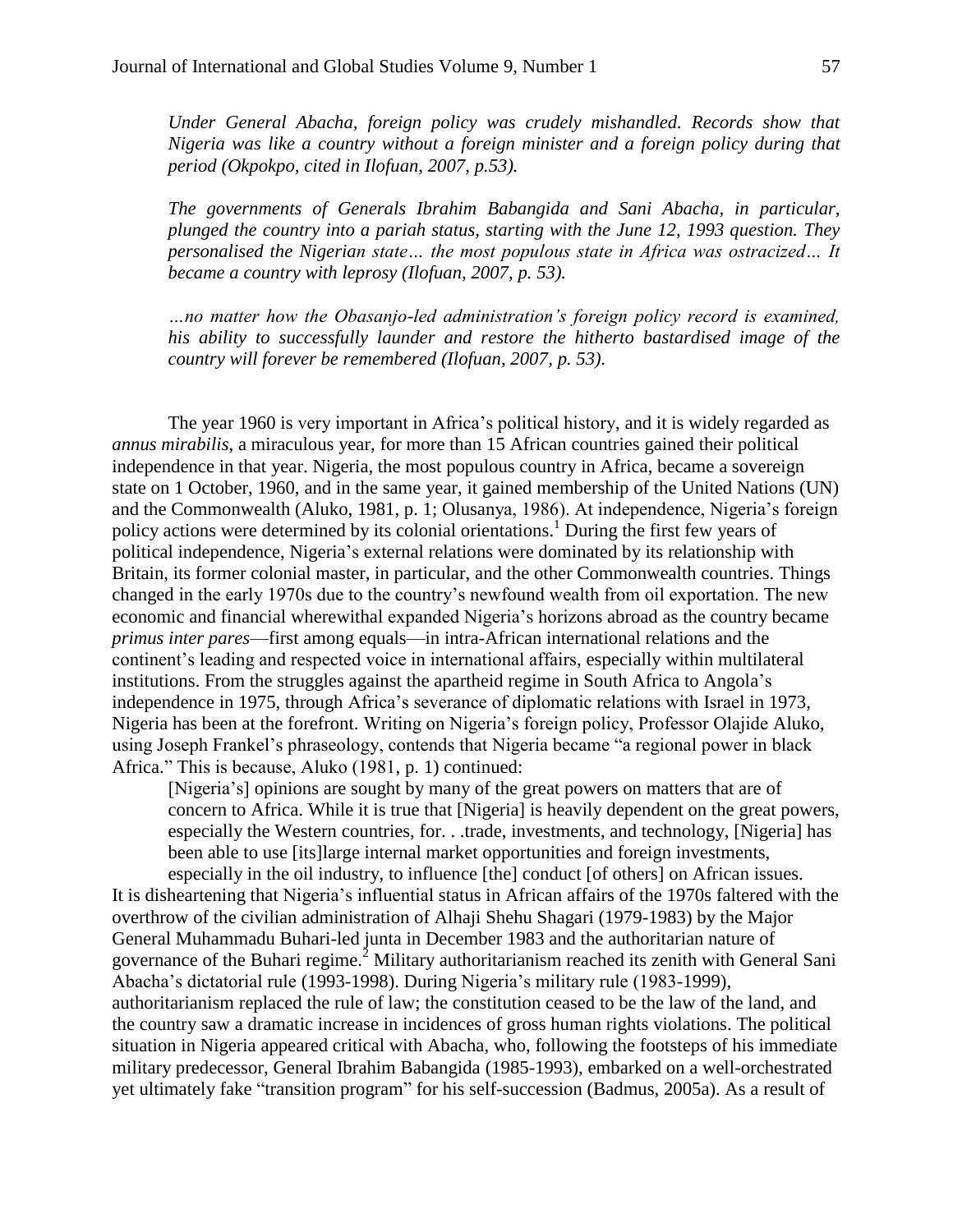*Under General Abacha, foreign policy was crudely mishandled. Records show that Nigeria was like a country without a foreign minister and a foreign policy during that period (Okpokpo, cited in Ilofuan, 2007, p.53).*

*The governments of Generals Ibrahim Babangida and Sani Abacha, in particular, plunged the country into a pariah status, starting with the June 12, 1993 question. They personalised the Nigerian state… the most populous state in Africa was ostracized… It became a country with leprosy (Ilofuan, 2007, p. 53).*

*…no matter how the Obasanjo-led administration's foreign policy record is examined, his ability to successfully launder and restore the hitherto bastardised image of the country will forever be remembered (Ilofuan, 2007, p. 53).*

The year 1960 is very important in Africa's political history, and it is widely regarded as *annus mirabilis*, a miraculous year, for more than 15 African countries gained their political independence in that year. Nigeria, the most populous country in Africa, became a sovereign state on 1 October, 1960, and in the same year, it gained membership of the United Nations (UN) and the Commonwealth (Aluko, 1981, p. 1; Olusanya, 1986). At independence, Nigeria's foreign policy actions were determined by its colonial orientations.[1] During the first few years of political independence, Nigeria's external relations were dominated by its relationship with Britain, its former colonial master, in particular, and the other Commonwealth countries. Things changed in the early 1970s due to the country's newfound wealth from oil exportation. The new economic and financial wherewithal expanded Nigeria's horizons abroad as the country became *primus inter pares*—first among equals—in intra-African international relations and the continent's leading and respected voice in international affairs, especially within multilateral institutions. From the struggles against the apartheid regime in South Africa to Angola's independence in 1975, through Africa's severance of diplomatic relations with Israel in 1973, Nigeria has been at the forefront. Writing on Nigeria's foreign policy, Professor Olajide Aluko, using Joseph Frankel's phraseology, contends that Nigeria became "a regional power in black Africa." This is because, Aluko (1981, p. 1) continued:

> [Nigeria's] opinions are sought by many of the great powers on matters that are of concern to Africa. While it is true that [Nigeria] is heavily dependent on the great powers, especially the Western countries, for. . .trade, investments, and technology, [Nigeria] has been able to use [its]large internal market opportunities and foreign investments, especially in the oil industry, to influence [the] conduct [of others] on African issues.

It is disheartening that Nigeria's influential status in African affairs of the 1970s faltered with the overthrow of the civilian administration of Alhaji Shehu Shagari (1979-1983) by the Major General Muhammadu Buhari-led junta in December 1983 and the authoritarian nature of governance of the Buhari regime.[2] Military authoritarianism reached its zenith with General Sani Abacha's dictatorial rule (1993-1998). During Nigeria's military rule (1983-1999), authoritarianism replaced the rule of law; the constitution ceased to be the law of the land, and the country saw a dramatic increase in incidences of gross human rights violations. The political situation in Nigeria appeared critical with Abacha, who, following the footsteps of his immediate military predecessor, General Ibrahim Babangida (1985-1993), embarked on a well-orchestrated yet ultimately fake "transition program" for his self-succession (Badmus, 2005a). As a result of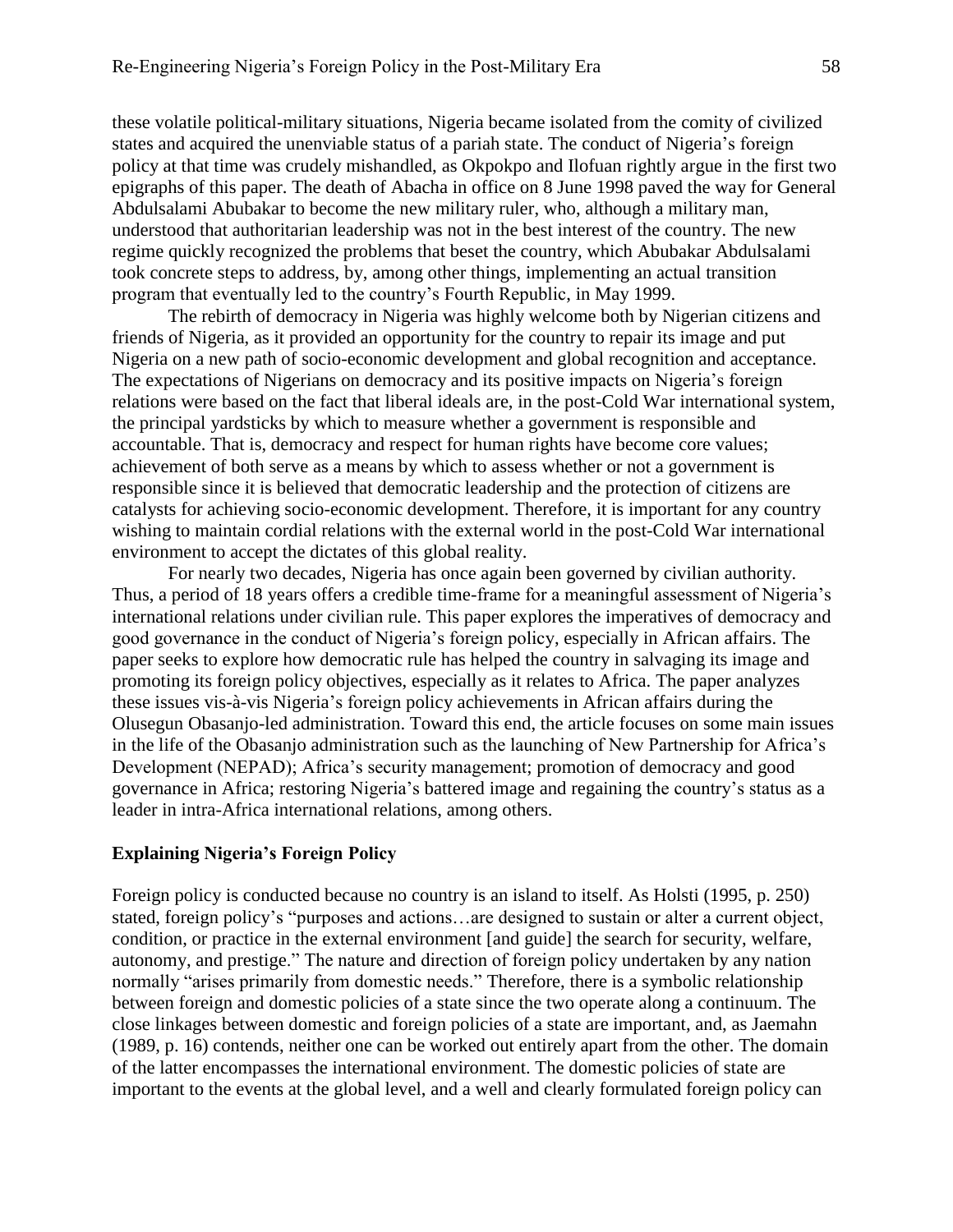these volatile political-military situations, Nigeria became isolated from the comity of civilized states and acquired the unenviable status of a pariah state. The conduct of Nigeria's foreign policy at that time was crudely mishandled, as Okpokpo and Ilofuan rightly argue in the first two epigraphs of this paper. The death of Abacha in office on 8 June 1998 paved the way for General Abdulsalami Abubakar to become the new military ruler, who, although a military man, understood that authoritarian leadership was not in the best interest of the country. The new regime quickly recognized the problems that beset the country, which Abubakar Abdulsalami took concrete steps to address, by, among other things, implementing an actual transition program that eventually led to the country's Fourth Republic, in May 1999.

The rebirth of democracy in Nigeria was highly welcome both by Nigerian citizens and friends of Nigeria, as it provided an opportunity for the country to repair its image and put Nigeria on a new path of socio-economic development and global recognition and acceptance. The expectations of Nigerians on democracy and its positive impacts on Nigeria's foreign relations were based on the fact that liberal ideals are, in the post-Cold War international system, the principal yardsticks by which to measure whether a government is responsible and accountable. That is, democracy and respect for human rights have become core values; achievement of both serve as a means by which to assess whether or not a government is responsible since it is believed that democratic leadership and the protection of citizens are catalysts for achieving socio-economic development. Therefore, it is important for any country wishing to maintain cordial relations with the external world in the post-Cold War international environment to accept the dictates of this global reality.

For nearly two decades, Nigeria has once again been governed by civilian authority. Thus, a period of 18 years offers a credible time-frame for a meaningful assessment of Nigeria's international relations under civilian rule. This paper explores the imperatives of democracy and good governance in the conduct of Nigeria's foreign policy, especially in African affairs. The paper seeks to explore how democratic rule has helped the country in salvaging its image and promoting its foreign policy objectives, especially as it relates to Africa. The paper analyzes these issues vis-à-vis Nigeria's foreign policy achievements in African affairs during the Olusegun Obasanjo-led administration. Toward this end, the article focuses on some main issues in the life of the Obasanjo administration such as the launching of New Partnership for Africa's Development (NEPAD); Africa's security management; promotion of democracy and good governance in Africa; restoring Nigeria's battered image and regaining the country's status as a leader in intra-Africa international relations, among others.

## Explaining Nigeria's Foreign Policy

Foreign policy is conducted because no country is an island to itself. As Holsti (1995, p. 250) stated, foreign policy's "purposes and actions…are designed to sustain or alter a current object, condition, or practice in the external environment [and guide] the search for security, welfare, autonomy, and prestige." The nature and direction of foreign policy undertaken by any nation normally "arises primarily from domestic needs." Therefore, there is a symbolic relationship between foreign and domestic policies of a state since the two operate along a continuum. The close linkages between domestic and foreign policies of a state are important, and, as Jaemahn (1989, p. 16) contends, neither one can be worked out entirely apart from the other. The domain of the latter encompasses the international environment. The domestic policies of state are important to the events at the global level, and a well and clearly formulated foreign policy can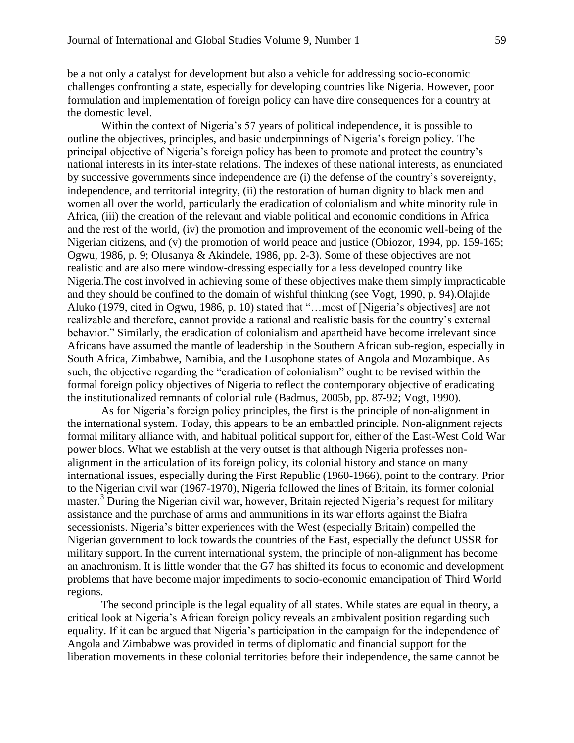be a not only a catalyst for development but also a vehicle for addressing socio-economic challenges confronting a state, especially for developing countries like Nigeria. However, poor formulation and implementation of foreign policy can have dire consequences for a country at the domestic level.

Within the context of Nigeria's 57 years of political independence, it is possible to outline the objectives, principles, and basic underpinnings of Nigeria's foreign policy. The principal objective of Nigeria's foreign policy has been to promote and protect the country's national interests in its inter-state relations. The indexes of these national interests, as enunciated by successive governments since independence are (i) the defense of the country's sovereignty, independence, and territorial integrity, (ii) the restoration of human dignity to black men and women all over the world, particularly the eradication of colonialism and white minority rule in Africa, (iii) the creation of the relevant and viable political and economic conditions in Africa and the rest of the world, (iv) the promotion and improvement of the economic well-being of the Nigerian citizens, and (v) the promotion of world peace and justice (Obiozor, 1994, pp. 159-165; Ogwu, 1986, p. 9; Olusanya & Akindele, 1986, pp. 2-3). Some of these objectives are not realistic and are also mere window-dressing especially for a less developed country like Nigeria.The cost involved in achieving some of these objectives make them simply impracticable and they should be confined to the domain of wishful thinking (see Vogt, 1990, p. 94).Olajide Aluko (1979, cited in Ogwu, 1986, p. 10) stated that "…most of [Nigeria's objectives] are not realizable and therefore, cannot provide a rational and realistic basis for the country's external behavior." Similarly, the eradication of colonialism and apartheid have become irrelevant since Africans have assumed the mantle of leadership in the Southern African sub-region, especially in South Africa, Zimbabwe, Namibia, and the Lusophone states of Angola and Mozambique. As such, the objective regarding the "eradication of colonialism" ought to be revised within the formal foreign policy objectives of Nigeria to reflect the contemporary objective of eradicating the institutionalized remnants of colonial rule (Badmus, 2005b, pp. 87-92; Vogt, 1990).

As for Nigeria's foreign policy principles, the first is the principle of non-alignment in the international system. Today, this appears to be an embattled principle. Non-alignment rejects formal military alliance with, and habitual political support for, either of the East-West Cold War power blocs. What we establish at the very outset is that although Nigeria professes non-alignment in the articulation of its foreign policy, its colonial history and stance on many international issues, especially during the First Republic (1960-1966), point to the contrary. Prior to the Nigerian civil war (1967-1970), Nigeria followed the lines of Britain, its former colonial master.[3] During the Nigerian civil war, however, Britain rejected Nigeria's request for military assistance and the purchase of arms and ammunitions in its war efforts against the Biafra secessionists. Nigeria's bitter experiences with the West (especially Britain) compelled the Nigerian government to look towards the countries of the East, especially the defunct USSR for military support. In the current international system, the principle of non-alignment has become an anachronism. It is little wonder that the G7 has shifted its focus to economic and development problems that have become major impediments to socio-economic emancipation of Third World regions.

The second principle is the legal equality of all states. While states are equal in theory, a critical look at Nigeria's African foreign policy reveals an ambivalent position regarding such equality. If it can be argued that Nigeria's participation in the campaign for the independence of Angola and Zimbabwe was provided in terms of diplomatic and financial support for the liberation movements in these colonial territories before their independence, the same cannot be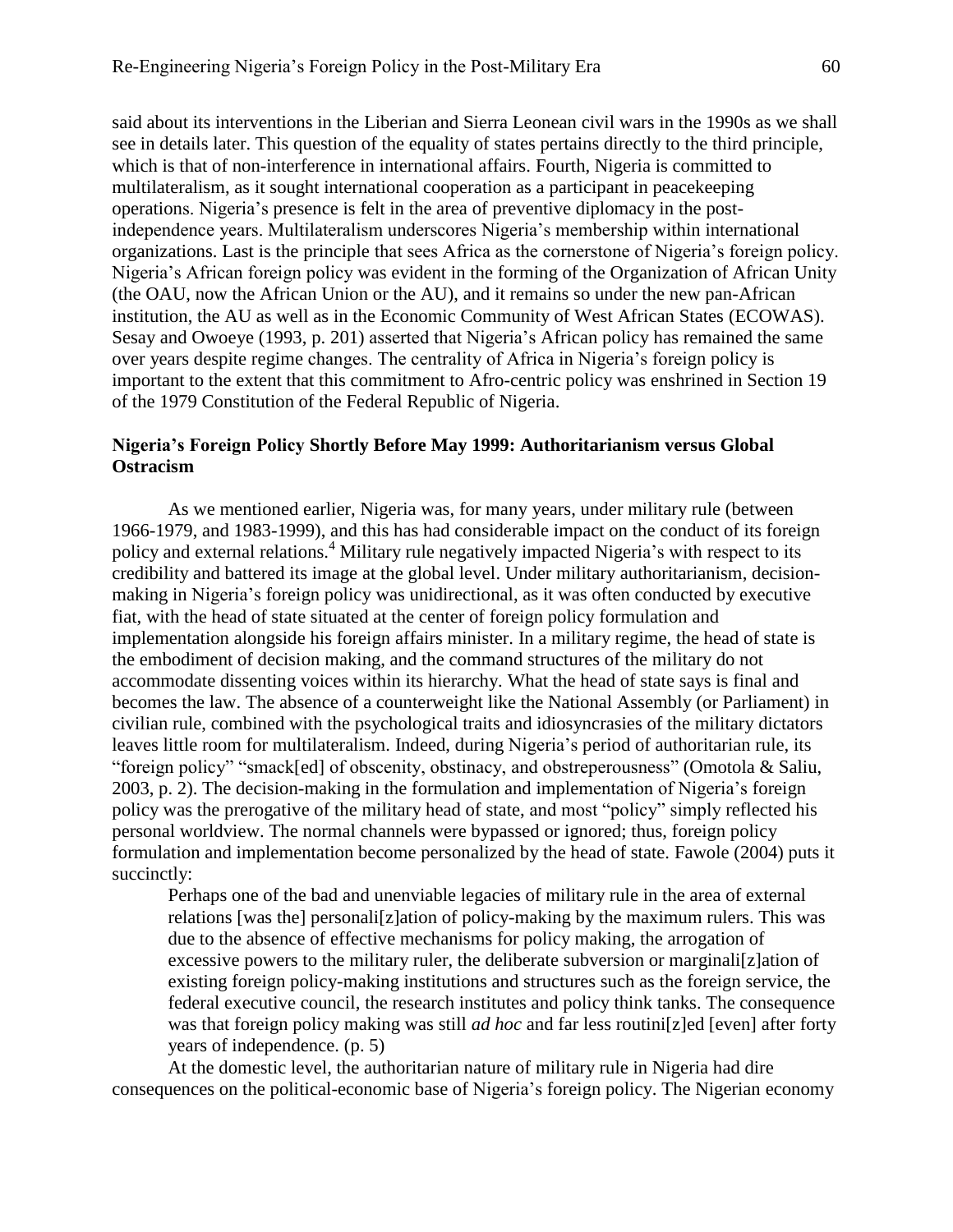said about its interventions in the Liberian and Sierra Leonean civil wars in the 1990s as we shall see in details later. This question of the equality of states pertains directly to the third principle, which is that of non-interference in international affairs. Fourth, Nigeria is committed to multilateralism, as it sought international cooperation as a participant in peacekeeping operations. Nigeria's presence is felt in the area of preventive diplomacy in the post-independence years. Multilateralism underscores Nigeria's membership within international organizations. Last is the principle that sees Africa as the cornerstone of Nigeria's foreign policy. Nigeria's African foreign policy was evident in the forming of the Organization of African Unity (the OAU, now the African Union or the AU), and it remains so under the new pan-African institution, the AU as well as in the Economic Community of West African States (ECOWAS). Sesay and Owoeye (1993, p. 201) asserted that Nigeria's African policy has remained the same over years despite regime changes. The centrality of Africa in Nigeria's foreign policy is important to the extent that this commitment to Afro-centric policy was enshrined in Section 19 of the 1979 Constitution of the Federal Republic of Nigeria.

## Nigeria's Foreign Policy Shortly Before May 1999: Authoritarianism versus Global Ostracism

As we mentioned earlier, Nigeria was, for many years, under military rule (between 1966-1979, and 1983-1999), and this has had considerable impact on the conduct of its foreign policy and external relations.[4] Military rule negatively impacted Nigeria's with respect to its credibility and battered its image at the global level. Under military authoritarianism, decision-making in Nigeria's foreign policy was unidirectional, as it was often conducted by executive fiat, with the head of state situated at the center of foreign policy formulation and implementation alongside his foreign affairs minister. In a military regime, the head of state is the embodiment of decision making, and the command structures of the military do not accommodate dissenting voices within its hierarchy. What the head of state says is final and becomes the law. The absence of a counterweight like the National Assembly (or Parliament) in civilian rule, combined with the psychological traits and idiosyncrasies of the military dictators leaves little room for multilateralism. Indeed, during Nigeria's period of authoritarian rule, its "foreign policy" "smack[ed] of obscenity, obstinacy, and obstreperousness" (Omotola & Saliu, 2003, p. 2). The decision-making in the formulation and implementation of Nigeria's foreign policy was the prerogative of the military head of state, and most "policy" simply reflected his personal worldview. The normal channels were bypassed or ignored; thus, foreign policy formulation and implementation become personalized by the head of state. Fawole (2004) puts it succinctly:

> Perhaps one of the bad and unenviable legacies of military rule in the area of external relations [was the] personali[z]ation of policy-making by the maximum rulers. This was due to the absence of effective mechanisms for policy making, the arrogation of excessive powers to the military ruler, the deliberate subversion or marginali[z]ation of existing foreign policy-making institutions and structures such as the foreign service, the federal executive council, the research institutes and policy think tanks. The consequence was that foreign policy making was still *ad hoc* and far less routini[z]ed [even] after forty years of independence. (p. 5)

At the domestic level, the authoritarian nature of military rule in Nigeria had dire consequences on the political-economic base of Nigeria's foreign policy. The Nigerian economy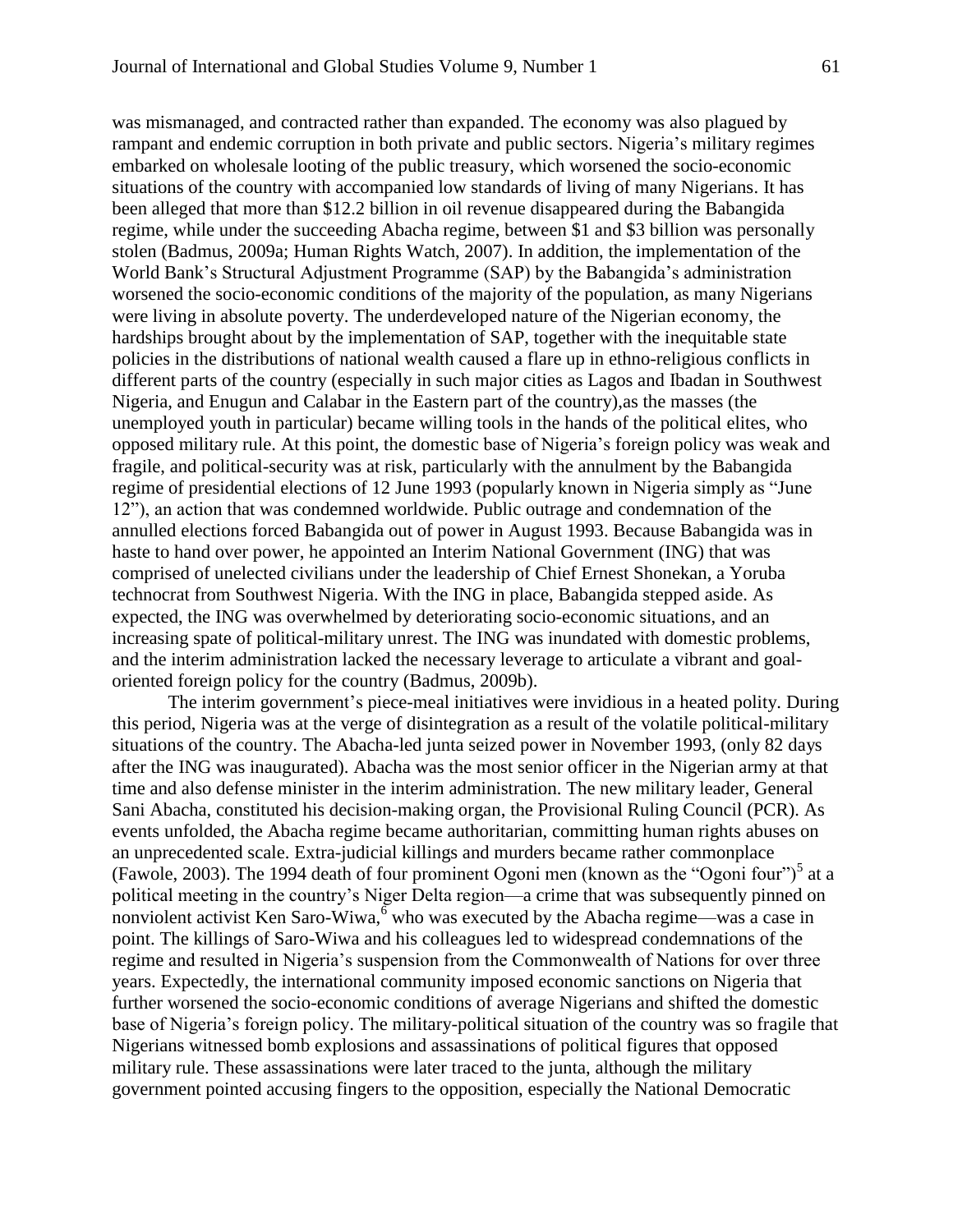was mismanaged, and contracted rather than expanded. The economy was also plagued by rampant and endemic corruption in both private and public sectors. Nigeria's military regimes embarked on wholesale looting of the public treasury, which worsened the socio-economic situations of the country with accompanied low standards of living of many Nigerians. It has been alleged that more than $12.2 billion in oil revenue disappeared during the Babangida regime, while under the succeeding Abacha regime, between $1 and $3 billion was personally stolen (Badmus, 2009a; Human Rights Watch, 2007). In addition, the implementation of the World Bank's Structural Adjustment Programme (SAP) by the Babangida's administration worsened the socio-economic conditions of the majority of the population, as many Nigerians were living in absolute poverty. The underdeveloped nature of the Nigerian economy, the hardships brought about by the implementation of SAP, together with the inequitable state policies in the distributions of national wealth caused a flare up in ethno-religious conflicts in different parts of the country (especially in such major cities as Lagos and Ibadan in Southwest Nigeria, and Enugun and Calabar in the Eastern part of the country),as the masses (the unemployed youth in particular) became willing tools in the hands of the political elites, who opposed military rule. At this point, the domestic base of Nigeria's foreign policy was weak and fragile, and political-security was at risk, particularly with the annulment by the Babangida regime of presidential elections of 12 June 1993 (popularly known in Nigeria simply as "June 12"), an action that was condemned worldwide. Public outrage and condemnation of the annulled elections forced Babangida out of power in August 1993. Because Babangida was in haste to hand over power, he appointed an Interim National Government (ING) that was comprised of unelected civilians under the leadership of Chief Ernest Shonekan, a Yoruba technocrat from Southwest Nigeria. With the ING in place, Babangida stepped aside. As expected, the ING was overwhelmed by deteriorating socio-economic situations, and an increasing spate of political-military unrest. The ING was inundated with domestic problems, and the interim administration lacked the necessary leverage to articulate a vibrant and goal-oriented foreign policy for the country (Badmus, 2009b).

The interim government's piece-meal initiatives were invidious in a heated polity. During this period, Nigeria was at the verge of disintegration as a result of the volatile political-military situations of the country. The Abacha-led junta seized power in November 1993, (only 82 days after the ING was inaugurated). Abacha was the most senior officer in the Nigerian army at that time and also defense minister in the interim administration. The new military leader, General Sani Abacha, constituted his decision-making organ, the Provisional Ruling Council (PCR). As events unfolded, the Abacha regime became authoritarian, committing human rights abuses on an unprecedented scale. Extra-judicial killings and murders became rather commonplace (Fawole, 2003). The 1994 death of four prominent Ogoni men (known as the "Ogoni four")[5] at a political meeting in the country's Niger Delta region—a crime that was subsequently pinned on nonviolent activist Ken Saro-Wiwa,[6] who was executed by the Abacha regime—was a case in point. The killings of Saro-Wiwa and his colleagues led to widespread condemnations of the regime and resulted in Nigeria's suspension from the Commonwealth of Nations for over three years. Expectedly, the international community imposed economic sanctions on Nigeria that further worsened the socio-economic conditions of average Nigerians and shifted the domestic base of Nigeria's foreign policy. The military-political situation of the country was so fragile that Nigerians witnessed bomb explosions and assassinations of political figures that opposed military rule. These assassinations were later traced to the junta, although the military government pointed accusing fingers to the opposition, especially the National Democratic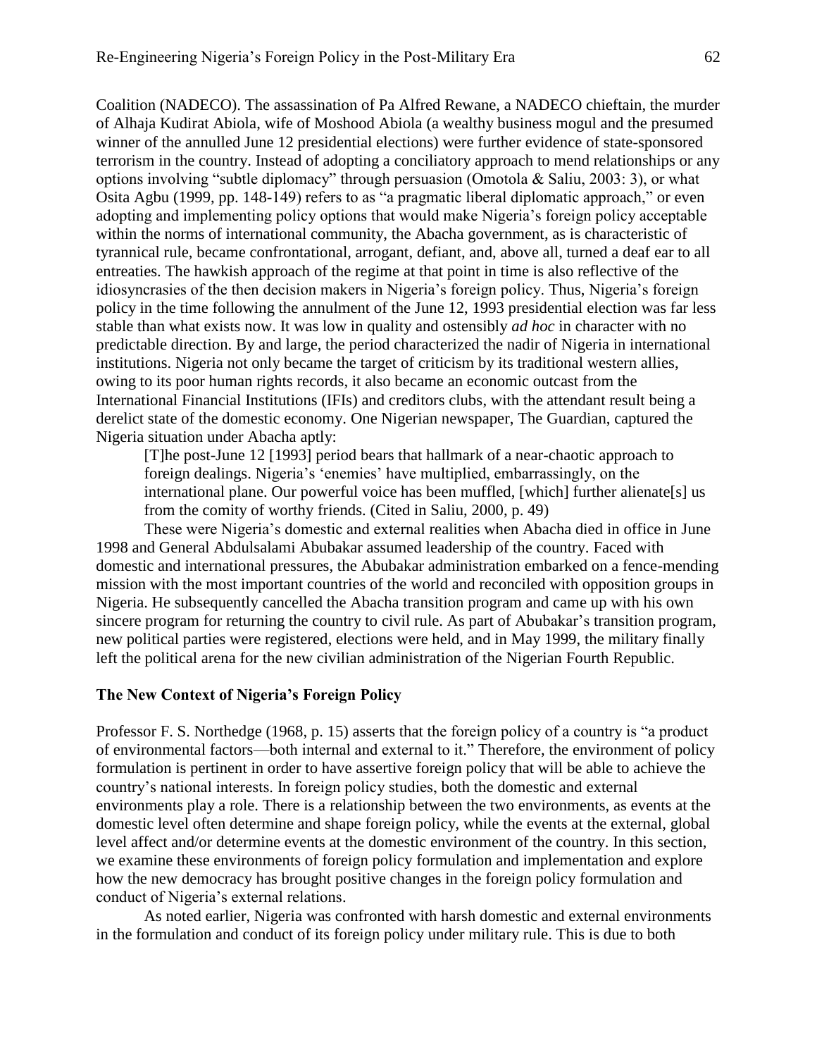Coalition (NADECO). The assassination of Pa Alfred Rewane, a NADECO chieftain, the murder of Alhaja Kudirat Abiola, wife of Moshood Abiola (a wealthy business mogul and the presumed winner of the annulled June 12 presidential elections) were further evidence of state-sponsored terrorism in the country. Instead of adopting a conciliatory approach to mend relationships or any options involving "subtle diplomacy" through persuasion (Omotola & Saliu, 2003: 3), or what Osita Agbu (1999, pp. 148-149) refers to as "a pragmatic liberal diplomatic approach," or even adopting and implementing policy options that would make Nigeria's foreign policy acceptable within the norms of international community, the Abacha government, as is characteristic of tyrannical rule, became confrontational, arrogant, defiant, and, above all, turned a deaf ear to all entreaties. The hawkish approach of the regime at that point in time is also reflective of the idiosyncrasies of the then decision makers in Nigeria's foreign policy. Thus, Nigeria's foreign policy in the time following the annulment of the June 12, 1993 presidential election was far less stable than what exists now. It was low in quality and ostensibly *ad hoc* in character with no predictable direction. By and large, the period characterized the nadir of Nigeria in international institutions. Nigeria not only became the target of criticism by its traditional western allies, owing to its poor human rights records, it also became an economic outcast from the International Financial Institutions (IFIs) and creditors clubs, with the attendant result being a derelict state of the domestic economy. One Nigerian newspaper, The Guardian, captured the Nigeria situation under Abacha aptly:

> [T]he post-June 12 [1993] period bears that hallmark of a near-chaotic approach to foreign dealings. Nigeria's 'enemies' have multiplied, embarrassingly, on the international plane. Our powerful voice has been muffled, [which] further alienate[s] us from the comity of worthy friends. (Cited in Saliu, 2000, p. 49)

These were Nigeria's domestic and external realities when Abacha died in office in June 1998 and General Abdulsalami Abubakar assumed leadership of the country. Faced with domestic and international pressures, the Abubakar administration embarked on a fence-mending mission with the most important countries of the world and reconciled with opposition groups in Nigeria. He subsequently cancelled the Abacha transition program and came up with his own sincere program for returning the country to civil rule. As part of Abubakar's transition program, new political parties were registered, elections were held, and in May 1999, the military finally left the political arena for the new civilian administration of the Nigerian Fourth Republic.

## The New Context of Nigeria's Foreign Policy

Professor F. S. Northedge (1968, p. 15) asserts that the foreign policy of a country is "a product of environmental factors—both internal and external to it." Therefore, the environment of policy formulation is pertinent in order to have assertive foreign policy that will be able to achieve the country's national interests. In foreign policy studies, both the domestic and external environments play a role. There is a relationship between the two environments, as events at the domestic level often determine and shape foreign policy, while the events at the external, global level affect and/or determine events at the domestic environment of the country. In this section, we examine these environments of foreign policy formulation and implementation and explore how the new democracy has brought positive changes in the foreign policy formulation and conduct of Nigeria's external relations.

As noted earlier, Nigeria was confronted with harsh domestic and external environments in the formulation and conduct of its foreign policy under military rule. This is due to both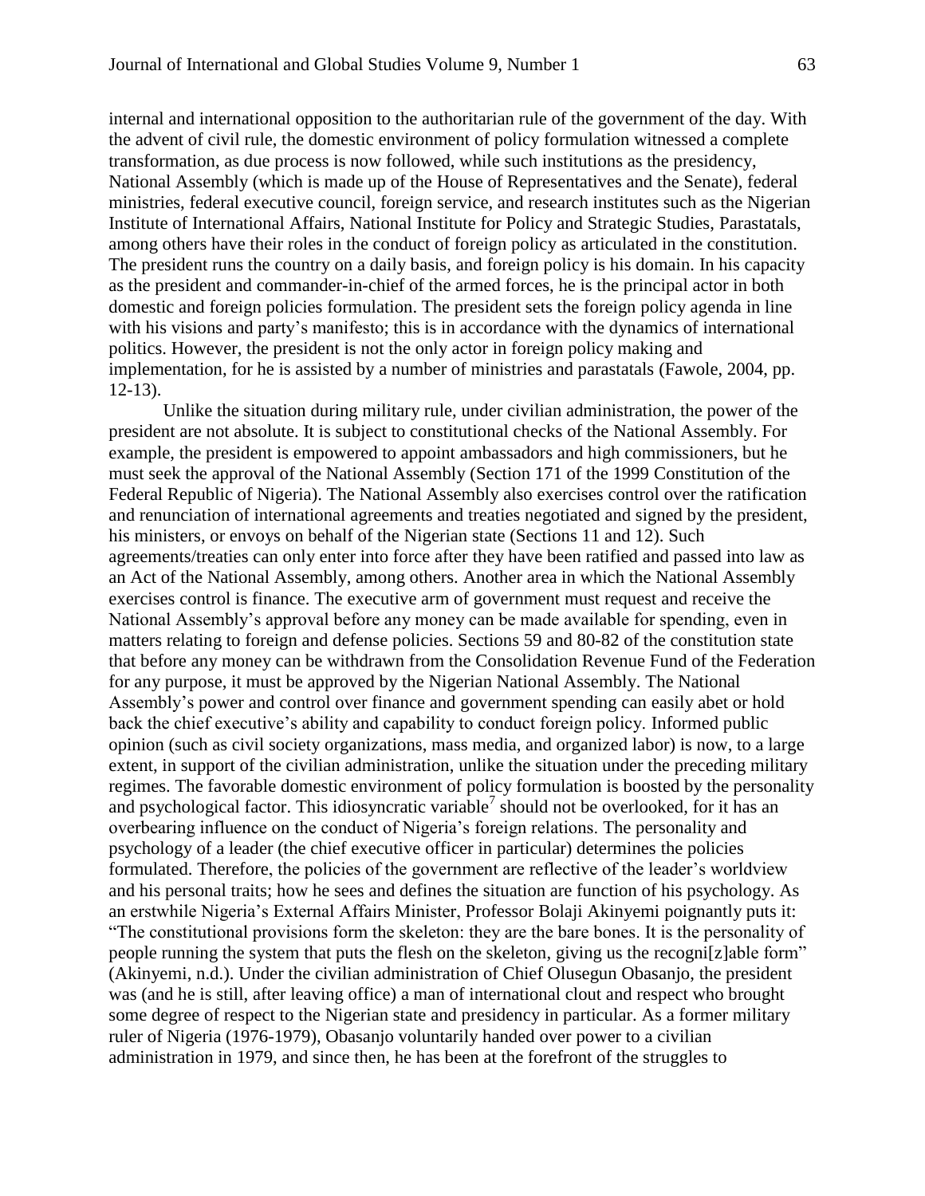internal and international opposition to the authoritarian rule of the government of the day. With the advent of civil rule, the domestic environment of policy formulation witnessed a complete transformation, as due process is now followed, while such institutions as the presidency, National Assembly (which is made up of the House of Representatives and the Senate), federal ministries, federal executive council, foreign service, and research institutes such as the Nigerian Institute of International Affairs, National Institute for Policy and Strategic Studies, Parastatals, among others have their roles in the conduct of foreign policy as articulated in the constitution. The president runs the country on a daily basis, and foreign policy is his domain. In his capacity as the president and commander-in-chief of the armed forces, he is the principal actor in both domestic and foreign policies formulation. The president sets the foreign policy agenda in line with his visions and party's manifesto; this is in accordance with the dynamics of international politics. However, the president is not the only actor in foreign policy making and implementation, for he is assisted by a number of ministries and parastatals (Fawole, 2004, pp. 12-13).

Unlike the situation during military rule, under civilian administration, the power of the president are not absolute. It is subject to constitutional checks of the National Assembly. For example, the president is empowered to appoint ambassadors and high commissioners, but he must seek the approval of the National Assembly (Section 171 of the 1999 Constitution of the Federal Republic of Nigeria). The National Assembly also exercises control over the ratification and renunciation of international agreements and treaties negotiated and signed by the president, his ministers, or envoys on behalf of the Nigerian state (Sections 11 and 12). Such agreements/treaties can only enter into force after they have been ratified and passed into law as an Act of the National Assembly, among others. Another area in which the National Assembly exercises control is finance. The executive arm of government must request and receive the National Assembly's approval before any money can be made available for spending, even in matters relating to foreign and defense policies. Sections 59 and 80-82 of the constitution state that before any money can be withdrawn from the Consolidation Revenue Fund of the Federation for any purpose, it must be approved by the Nigerian National Assembly. The National Assembly's power and control over finance and government spending can easily abet or hold back the chief executive's ability and capability to conduct foreign policy. Informed public opinion (such as civil society organizations, mass media, and organized labor) is now, to a large extent, in support of the civilian administration, unlike the situation under the preceding military regimes. The favorable domestic environment of policy formulation is boosted by the personality and psychological factor. This idiosyncratic variable[7] should not be overlooked, for it has an overbearing influence on the conduct of Nigeria's foreign relations. The personality and psychology of a leader (the chief executive officer in particular) determines the policies formulated. Therefore, the policies of the government are reflective of the leader's worldview and his personal traits; how he sees and defines the situation are function of his psychology. As an erstwhile Nigeria's External Affairs Minister, Professor Bolaji Akinyemi poignantly puts it: "The constitutional provisions form the skeleton: they are the bare bones. It is the personality of people running the system that puts the flesh on the skeleton, giving us the recogni[z]able form" (Akinyemi, n.d.). Under the civilian administration of Chief Olusegun Obasanjo, the president was (and he is still, after leaving office) a man of international clout and respect who brought some degree of respect to the Nigerian state and presidency in particular. As a former military ruler of Nigeria (1976-1979), Obasanjo voluntarily handed over power to a civilian administration in 1979, and since then, he has been at the forefront of the struggles to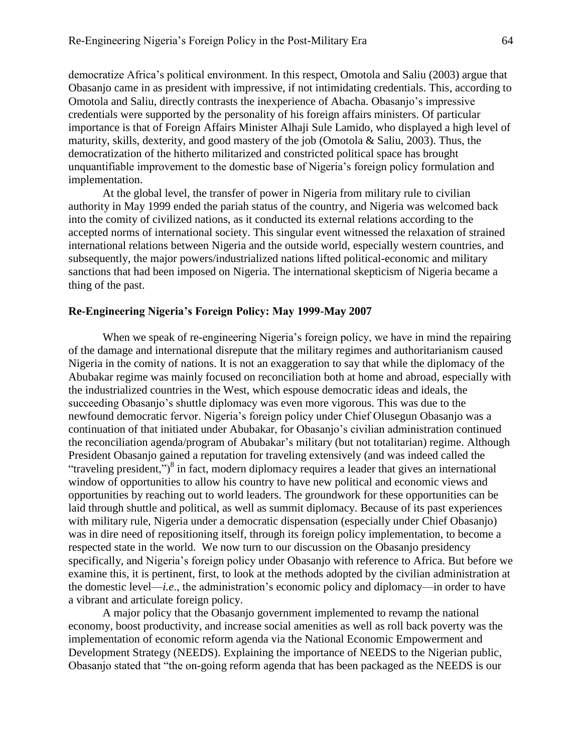democratize Africa's political environment. In this respect, Omotola and Saliu (2003) argue that Obasanjo came in as president with impressive, if not intimidating credentials. This, according to Omotola and Saliu, directly contrasts the inexperience of Abacha. Obasanjo's impressive credentials were supported by the personality of his foreign affairs ministers. Of particular importance is that of Foreign Affairs Minister Alhaji Sule Lamido, who displayed a high level of maturity, skills, dexterity, and good mastery of the job (Omotola & Saliu, 2003). Thus, the democratization of the hitherto militarized and constricted political space has brought unquantifiable improvement to the domestic base of Nigeria's foreign policy formulation and implementation.

At the global level, the transfer of power in Nigeria from military rule to civilian authority in May 1999 ended the pariah status of the country, and Nigeria was welcomed back into the comity of civilized nations, as it conducted its external relations according to the accepted norms of international society. This singular event witnessed the relaxation of strained international relations between Nigeria and the outside world, especially western countries, and subsequently, the major powers/industrialized nations lifted political-economic and military sanctions that had been imposed on Nigeria. The international skepticism of Nigeria became a thing of the past.

### Re-Engineering Nigeria's Foreign Policy: May 1999-May 2007

When we speak of re-engineering Nigeria's foreign policy, we have in mind the repairing of the damage and international disrepute that the military regimes and authoritarianism caused Nigeria in the comity of nations. It is not an exaggeration to say that while the diplomacy of the Abubakar regime was mainly focused on reconciliation both at home and abroad, especially with the industrialized countries in the West, which espouse democratic ideas and ideals, the succeeding Obasanjo's shuttle diplomacy was even more vigorous. This was due to the newfound democratic fervor. Nigeria's foreign policy under Chief Olusegun Obasanjo was a continuation of that initiated under Abubakar, for Obasanjo's civilian administration continued the reconciliation agenda/program of Abubakar's military (but not totalitarian) regime. Although President Obasanjo gained a reputation for traveling extensively (and was indeed called the "traveling president,")[8] in fact, modern diplomacy requires a leader that gives an international window of opportunities to allow his country to have new political and economic views and opportunities by reaching out to world leaders. The groundwork for these opportunities can be laid through shuttle and political, as well as summit diplomacy. Because of its past experiences with military rule, Nigeria under a democratic dispensation (especially under Chief Obasanjo) was in dire need of repositioning itself, through its foreign policy implementation, to become a respected state in the world. We now turn to our discussion on the Obasanjo presidency specifically, and Nigeria's foreign policy under Obasanjo with reference to Africa. But before we examine this, it is pertinent, first, to look at the methods adopted by the civilian administration at the domestic level—*i.e.*, the administration's economic policy and diplomacy—in order to have a vibrant and articulate foreign policy.

A major policy that the Obasanjo government implemented to revamp the national economy, boost productivity, and increase social amenities as well as roll back poverty was the implementation of economic reform agenda via the National Economic Empowerment and Development Strategy (NEEDS). Explaining the importance of NEEDS to the Nigerian public, Obasanjo stated that "the on-going reform agenda that has been packaged as the NEEDS is our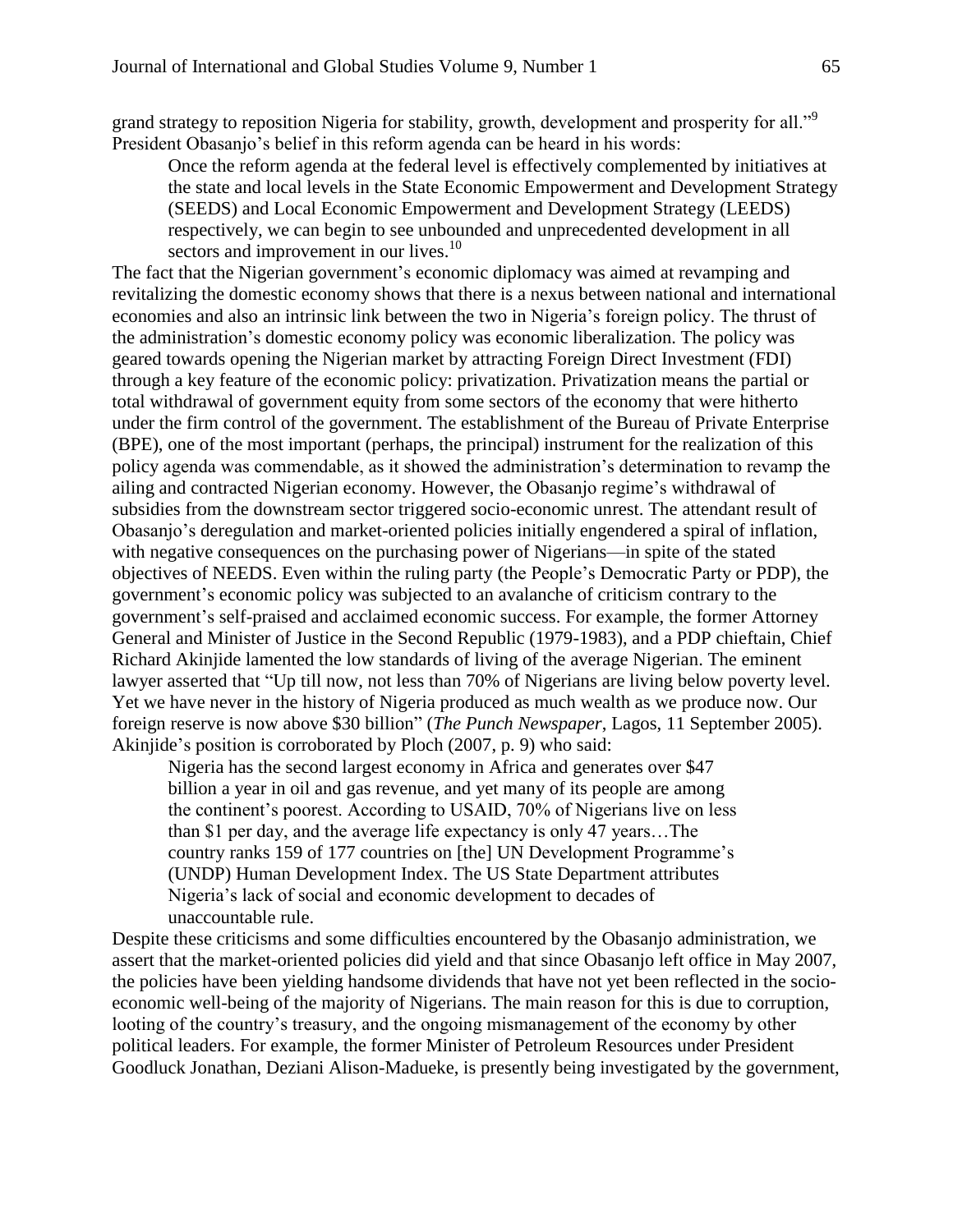grand strategy to reposition Nigeria for stability, growth, development and prosperity for all."[9] President Obasanjo's belief in this reform agenda can be heard in his words:

> Once the reform agenda at the federal level is effectively complemented by initiatives at the state and local levels in the State Economic Empowerment and Development Strategy (SEEDS) and Local Economic Empowerment and Development Strategy (LEEDS) respectively, we can begin to see unbounded and unprecedented development in all sectors and improvement in our lives.[10]

The fact that the Nigerian government's economic diplomacy was aimed at revamping and revitalizing the domestic economy shows that there is a nexus between national and international economies and also an intrinsic link between the two in Nigeria's foreign policy. The thrust of the administration's domestic economy policy was economic liberalization. The policy was geared towards opening the Nigerian market by attracting Foreign Direct Investment (FDI) through a key feature of the economic policy: privatization. Privatization means the partial or total withdrawal of government equity from some sectors of the economy that were hitherto under the firm control of the government. The establishment of the Bureau of Private Enterprise (BPE), one of the most important (perhaps, the principal) instrument for the realization of this policy agenda was commendable, as it showed the administration's determination to revamp the ailing and contracted Nigerian economy. However, the Obasanjo regime's withdrawal of subsidies from the downstream sector triggered socio-economic unrest. The attendant result of Obasanjo's deregulation and market-oriented policies initially engendered a spiral of inflation, with negative consequences on the purchasing power of Nigerians—in spite of the stated objectives of NEEDS. Even within the ruling party (the People's Democratic Party or PDP), the government's economic policy was subjected to an avalanche of criticism contrary to the government's self-praised and acclaimed economic success. For example, the former Attorney General and Minister of Justice in the Second Republic (1979-1983), and a PDP chieftain, Chief Richard Akinjide lamented the low standards of living of the average Nigerian. The eminent lawyer asserted that "Up till now, not less than 70% of Nigerians are living below poverty level. Yet we have never in the history of Nigeria produced as much wealth as we produce now. Our foreign reserve is now above $30 billion" (*The Punch Newspaper*, Lagos, 11 September 2005). Akinjide's position is corroborated by Ploch (2007, p. 9) who said:

> Nigeria has the second largest economy in Africa and generates over $47 billion a year in oil and gas revenue, and yet many of its people are among the continent's poorest. According to USAID, 70% of Nigerians live on less than $1 per day, and the average life expectancy is only 47 years…The country ranks 159 of 177 countries on [the] UN Development Programme's (UNDP) Human Development Index. The US State Department attributes Nigeria's lack of social and economic development to decades of unaccountable rule.

Despite these criticisms and some difficulties encountered by the Obasanjo administration, we assert that the market-oriented policies did yield and that since Obasanjo left office in May 2007, the policies have been yielding handsome dividends that have not yet been reflected in the socio-economic well-being of the majority of Nigerians. The main reason for this is due to corruption, looting of the country's treasury, and the ongoing mismanagement of the economy by other political leaders. For example, the former Minister of Petroleum Resources under President Goodluck Jonathan, Deziani Alison-Madueke, is presently being investigated by the government,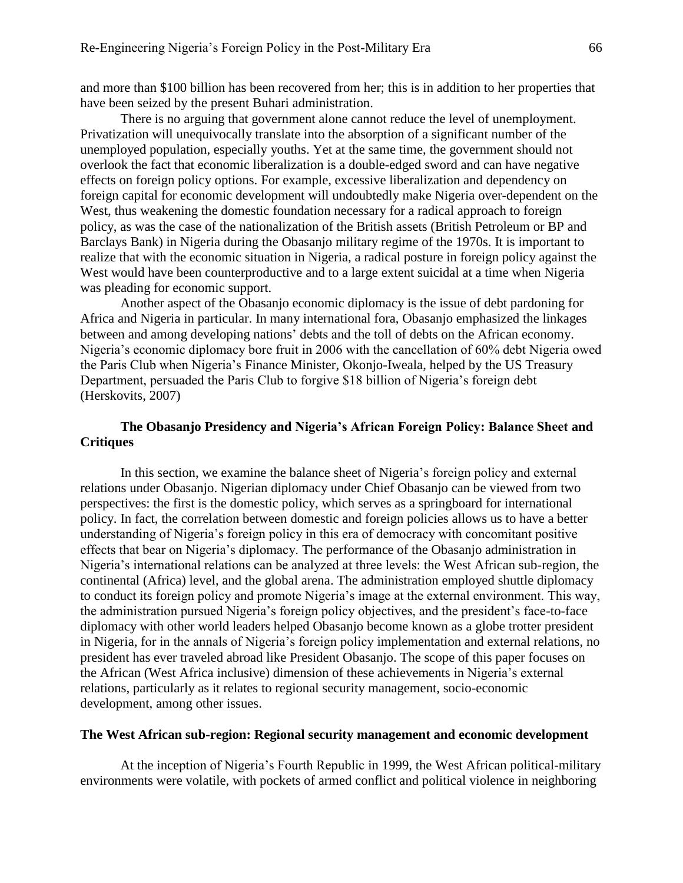and more than $100 billion has been recovered from her; this is in addition to her properties that have been seized by the present Buhari administration.

There is no arguing that government alone cannot reduce the level of unemployment. Privatization will unequivocally translate into the absorption of a significant number of the unemployed population, especially youths. Yet at the same time, the government should not overlook the fact that economic liberalization is a double-edged sword and can have negative effects on foreign policy options. For example, excessive liberalization and dependency on foreign capital for economic development will undoubtedly make Nigeria over-dependent on the West, thus weakening the domestic foundation necessary for a radical approach to foreign policy, as was the case of the nationalization of the British assets (British Petroleum or BP and Barclays Bank) in Nigeria during the Obasanjo military regime of the 1970s. It is important to realize that with the economic situation in Nigeria, a radical posture in foreign policy against the West would have been counterproductive and to a large extent suicidal at a time when Nigeria was pleading for economic support.

Another aspect of the Obasanjo economic diplomacy is the issue of debt pardoning for Africa and Nigeria in particular. In many international fora, Obasanjo emphasized the linkages between and among developing nations' debts and the toll of debts on the African economy. Nigeria's economic diplomacy bore fruit in 2006 with the cancellation of 60% debt Nigeria owed the Paris Club when Nigeria's Finance Minister, Okonjo-Iweala, helped by the US Treasury Department, persuaded the Paris Club to forgive $18 billion of Nigeria's foreign debt (Herskovits, 2007)

## The Obasanjo Presidency and Nigeria's African Foreign Policy: Balance Sheet and Critiques

In this section, we examine the balance sheet of Nigeria's foreign policy and external relations under Obasanjo. Nigerian diplomacy under Chief Obasanjo can be viewed from two perspectives: the first is the domestic policy, which serves as a springboard for international policy. In fact, the correlation between domestic and foreign policies allows us to have a better understanding of Nigeria's foreign policy in this era of democracy with concomitant positive effects that bear on Nigeria's diplomacy. The performance of the Obasanjo administration in Nigeria's international relations can be analyzed at three levels: the West African sub-region, the continental (Africa) level, and the global arena. The administration employed shuttle diplomacy to conduct its foreign policy and promote Nigeria's image at the external environment. This way, the administration pursued Nigeria's foreign policy objectives, and the president's face-to-face diplomacy with other world leaders helped Obasanjo become known as a globe trotter president in Nigeria, for in the annals of Nigeria's foreign policy implementation and external relations, no president has ever traveled abroad like President Obasanjo. The scope of this paper focuses on the African (West Africa inclusive) dimension of these achievements in Nigeria's external relations, particularly as it relates to regional security management, socio-economic development, among other issues.

### The West African sub-region: Regional security management and economic development

At the inception of Nigeria's Fourth Republic in 1999, the West African political-military environments were volatile, with pockets of armed conflict and political violence in neighboring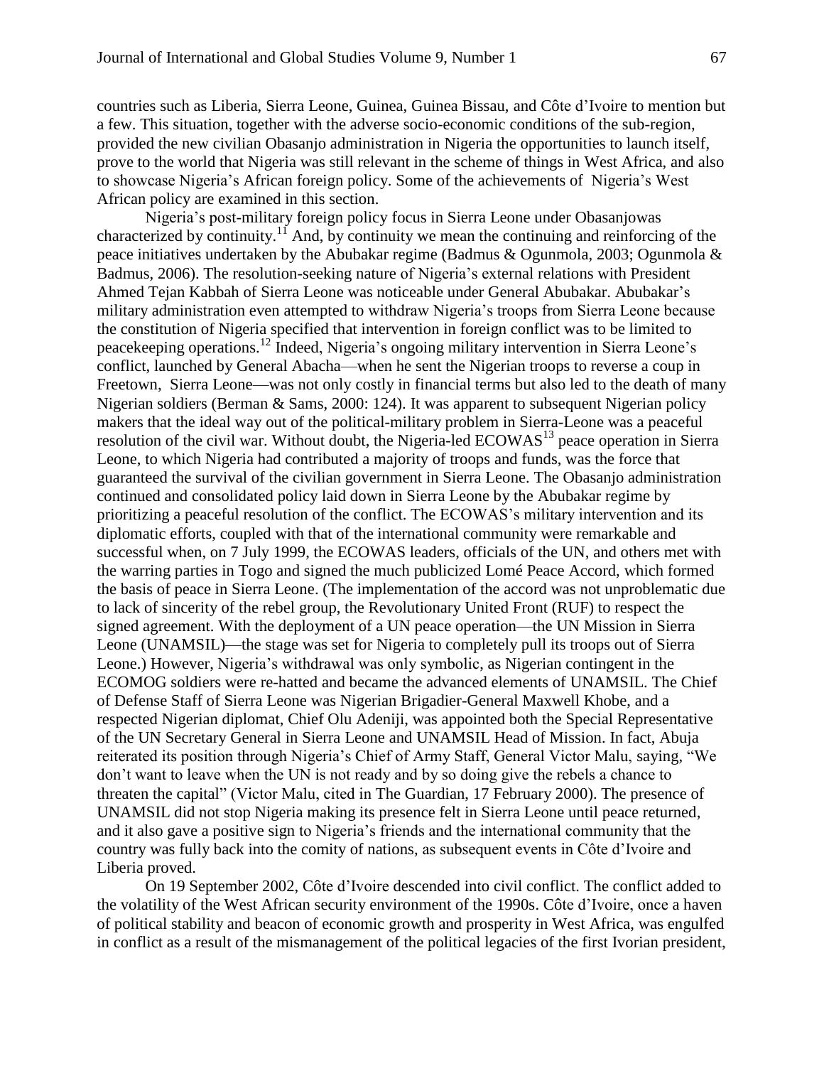countries such as Liberia, Sierra Leone, Guinea, Guinea Bissau, and Côte d'Ivoire to mention but a few. This situation, together with the adverse socio-economic conditions of the sub-region, provided the new civilian Obasanjo administration in Nigeria the opportunities to launch itself, prove to the world that Nigeria was still relevant in the scheme of things in West Africa, and also to showcase Nigeria's African foreign policy. Some of the achievements of Nigeria's West African policy are examined in this section.

Nigeria's post-military foreign policy focus in Sierra Leone under Obasanjowas characterized by continuity.[11] And, by continuity we mean the continuing and reinforcing of the peace initiatives undertaken by the Abubakar regime (Badmus & Ogunmola, 2003; Ogunmola & Badmus, 2006). The resolution-seeking nature of Nigeria's external relations with President Ahmed Tejan Kabbah of Sierra Leone was noticeable under General Abubakar. Abubakar's military administration even attempted to withdraw Nigeria's troops from Sierra Leone because the constitution of Nigeria specified that intervention in foreign conflict was to be limited to peacekeeping operations.[12] Indeed, Nigeria's ongoing military intervention in Sierra Leone's conflict, launched by General Abacha—when he sent the Nigerian troops to reverse a coup in Freetown, Sierra Leone—was not only costly in financial terms but also led to the death of many Nigerian soldiers (Berman & Sams, 2000: 124). It was apparent to subsequent Nigerian policy makers that the ideal way out of the political-military problem in Sierra-Leone was a peaceful resolution of the civil war. Without doubt, the Nigeria-led ECOWAS[13] peace operation in Sierra Leone, to which Nigeria had contributed a majority of troops and funds, was the force that guaranteed the survival of the civilian government in Sierra Leone. The Obasanjo administration continued and consolidated policy laid down in Sierra Leone by the Abubakar regime by prioritizing a peaceful resolution of the conflict. The ECOWAS's military intervention and its diplomatic efforts, coupled with that of the international community were remarkable and successful when, on 7 July 1999, the ECOWAS leaders, officials of the UN, and others met with the warring parties in Togo and signed the much publicized Lomé Peace Accord, which formed the basis of peace in Sierra Leone. (The implementation of the accord was not unproblematic due to lack of sincerity of the rebel group, the Revolutionary United Front (RUF) to respect the signed agreement. With the deployment of a UN peace operation—the UN Mission in Sierra Leone (UNAMSIL)—the stage was set for Nigeria to completely pull its troops out of Sierra Leone.) However, Nigeria's withdrawal was only symbolic, as Nigerian contingent in the ECOMOG soldiers were re-hatted and became the advanced elements of UNAMSIL. The Chief of Defense Staff of Sierra Leone was Nigerian Brigadier-General Maxwell Khobe, and a respected Nigerian diplomat, Chief Olu Adeniji, was appointed both the Special Representative of the UN Secretary General in Sierra Leone and UNAMSIL Head of Mission. In fact, Abuja reiterated its position through Nigeria's Chief of Army Staff, General Victor Malu, saying, "We don't want to leave when the UN is not ready and by so doing give the rebels a chance to threaten the capital" (Victor Malu, cited in The Guardian, 17 February 2000). The presence of UNAMSIL did not stop Nigeria making its presence felt in Sierra Leone until peace returned, and it also gave a positive sign to Nigeria's friends and the international community that the country was fully back into the comity of nations, as subsequent events in Côte d'Ivoire and Liberia proved.

On 19 September 2002, Côte d'Ivoire descended into civil conflict. The conflict added to the volatility of the West African security environment of the 1990s. Côte d'Ivoire, once a haven of political stability and beacon of economic growth and prosperity in West Africa, was engulfed in conflict as a result of the mismanagement of the political legacies of the first Ivorian president,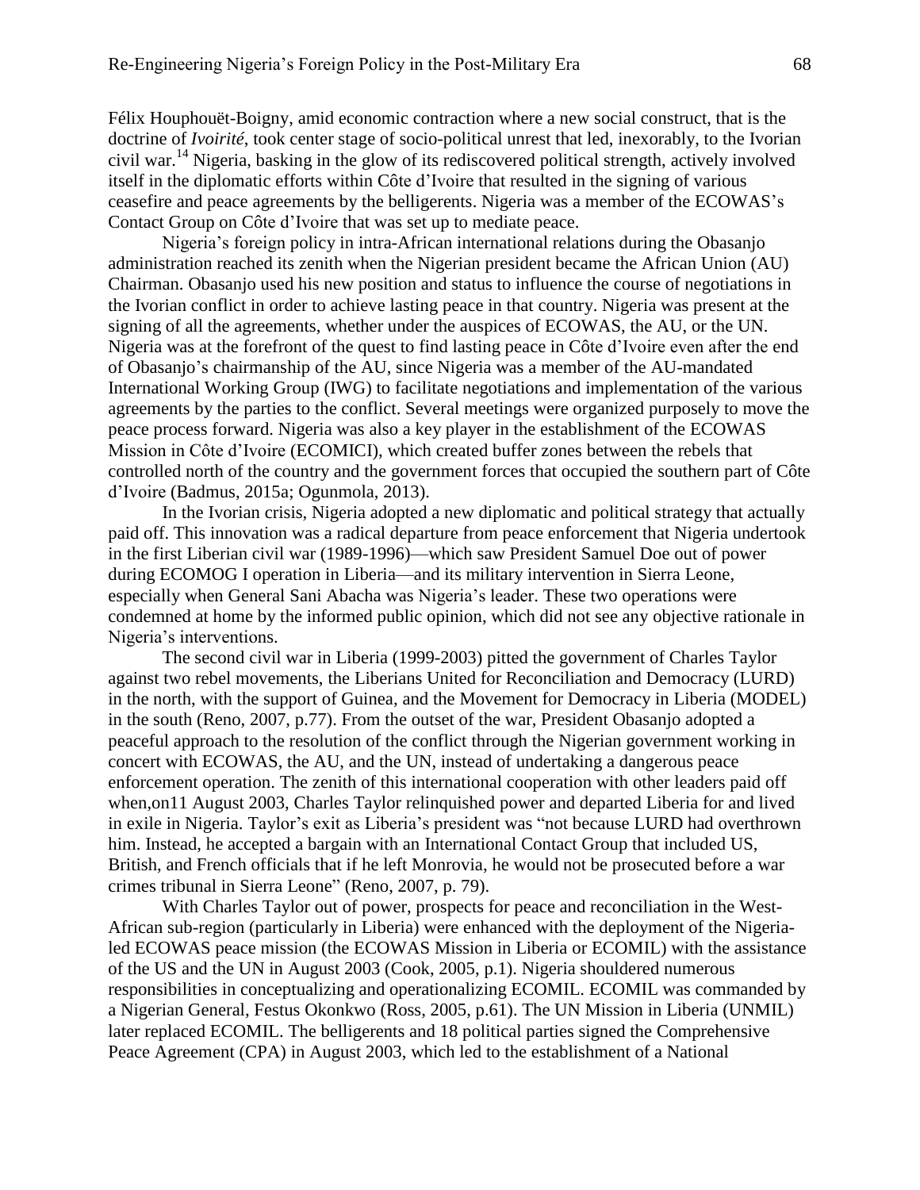Félix Houphouët-Boigny, amid economic contraction where a new social construct, that is the doctrine of *Ivoirité*, took center stage of socio-political unrest that led, inexorably, to the Ivorian civil war.[14] Nigeria, basking in the glow of its rediscovered political strength, actively involved itself in the diplomatic efforts within Côte d'Ivoire that resulted in the signing of various ceasefire and peace agreements by the belligerents. Nigeria was a member of the ECOWAS's Contact Group on Côte d'Ivoire that was set up to mediate peace.

Nigeria's foreign policy in intra-African international relations during the Obasanjo administration reached its zenith when the Nigerian president became the African Union (AU) Chairman. Obasanjo used his new position and status to influence the course of negotiations in the Ivorian conflict in order to achieve lasting peace in that country. Nigeria was present at the signing of all the agreements, whether under the auspices of ECOWAS, the AU, or the UN. Nigeria was at the forefront of the quest to find lasting peace in Côte d'Ivoire even after the end of Obasanjo's chairmanship of the AU, since Nigeria was a member of the AU-mandated International Working Group (IWG) to facilitate negotiations and implementation of the various agreements by the parties to the conflict. Several meetings were organized purposely to move the peace process forward. Nigeria was also a key player in the establishment of the ECOWAS Mission in Côte d'Ivoire (ECOMICI), which created buffer zones between the rebels that controlled north of the country and the government forces that occupied the southern part of Côte d'Ivoire (Badmus, 2015a; Ogunmola, 2013).

In the Ivorian crisis, Nigeria adopted a new diplomatic and political strategy that actually paid off. This innovation was a radical departure from peace enforcement that Nigeria undertook in the first Liberian civil war (1989-1996)—which saw President Samuel Doe out of power during ECOMOG I operation in Liberia—and its military intervention in Sierra Leone, especially when General Sani Abacha was Nigeria's leader. These two operations were condemned at home by the informed public opinion, which did not see any objective rationale in Nigeria's interventions.

The second civil war in Liberia (1999-2003) pitted the government of Charles Taylor against two rebel movements, the Liberians United for Reconciliation and Democracy (LURD) in the north, with the support of Guinea, and the Movement for Democracy in Liberia (MODEL) in the south (Reno, 2007, p.77). From the outset of the war, President Obasanjo adopted a peaceful approach to the resolution of the conflict through the Nigerian government working in concert with ECOWAS, the AU, and the UN, instead of undertaking a dangerous peace enforcement operation. The zenith of this international cooperation with other leaders paid off when,on11 August 2003, Charles Taylor relinquished power and departed Liberia for and lived in exile in Nigeria. Taylor's exit as Liberia's president was "not because LURD had overthrown him. Instead, he accepted a bargain with an International Contact Group that included US, British, and French officials that if he left Monrovia, he would not be prosecuted before a war crimes tribunal in Sierra Leone" (Reno, 2007, p. 79).

With Charles Taylor out of power, prospects for peace and reconciliation in the West-African sub-region (particularly in Liberia) were enhanced with the deployment of the Nigeria-led ECOWAS peace mission (the ECOWAS Mission in Liberia or ECOMIL) with the assistance of the US and the UN in August 2003 (Cook, 2005, p.1). Nigeria shouldered numerous responsibilities in conceptualizing and operationalizing ECOMIL. ECOMIL was commanded by a Nigerian General, Festus Okonkwo (Ross, 2005, p.61). The UN Mission in Liberia (UNMIL) later replaced ECOMIL. The belligerents and 18 political parties signed the Comprehensive Peace Agreement (CPA) in August 2003, which led to the establishment of a National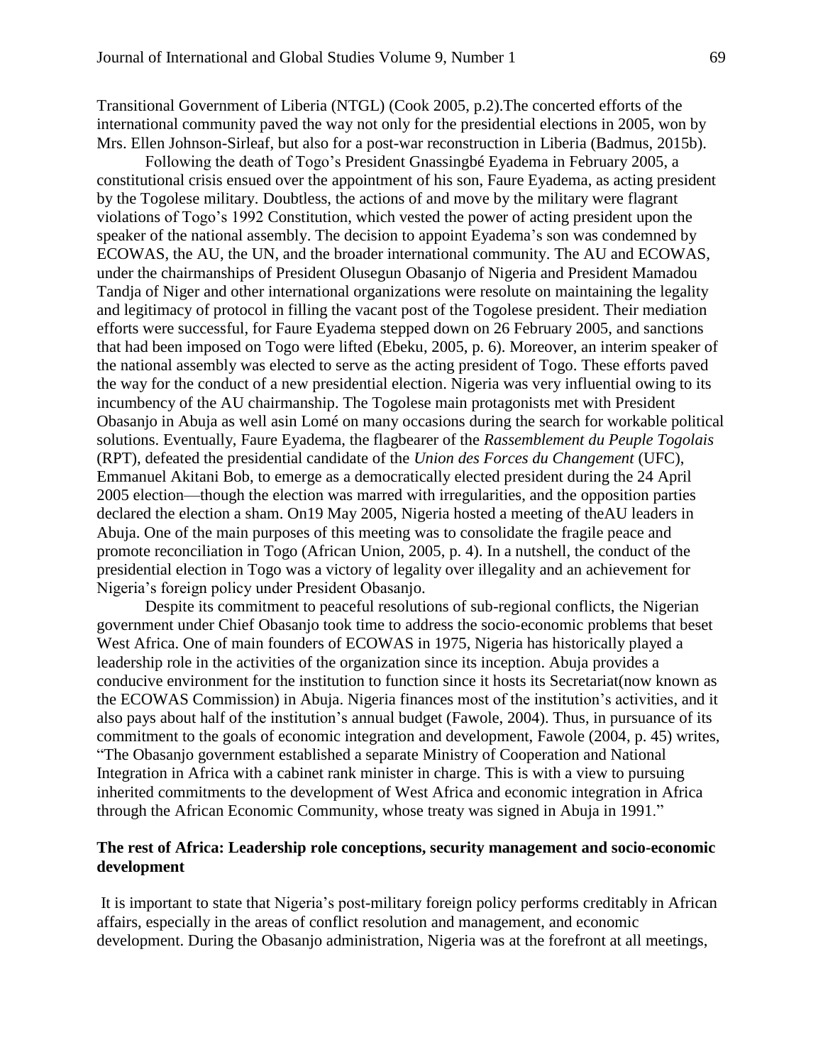Transitional Government of Liberia (NTGL) (Cook 2005, p.2).The concerted efforts of the international community paved the way not only for the presidential elections in 2005, won by Mrs. Ellen Johnson-Sirleaf, but also for a post-war reconstruction in Liberia (Badmus, 2015b).

Following the death of Togo's President Gnassingbé Eyadema in February 2005, a constitutional crisis ensued over the appointment of his son, Faure Eyadema, as acting president by the Togolese military. Doubtless, the actions of and move by the military were flagrant violations of Togo's 1992 Constitution, which vested the power of acting president upon the speaker of the national assembly. The decision to appoint Eyadema's son was condemned by ECOWAS, the AU, the UN, and the broader international community. The AU and ECOWAS, under the chairmanships of President Olusegun Obasanjo of Nigeria and President Mamadou Tandja of Niger and other international organizations were resolute on maintaining the legality and legitimacy of protocol in filling the vacant post of the Togolese president. Their mediation efforts were successful, for Faure Eyadema stepped down on 26 February 2005, and sanctions that had been imposed on Togo were lifted (Ebeku, 2005, p. 6). Moreover, an interim speaker of the national assembly was elected to serve as the acting president of Togo. These efforts paved the way for the conduct of a new presidential election. Nigeria was very influential owing to its incumbency of the AU chairmanship. The Togolese main protagonists met with President Obasanjo in Abuja as well asin Lomé on many occasions during the search for workable political solutions. Eventually, Faure Eyadema, the flagbearer of the *Rassemblement du Peuple Togolais* (RPT), defeated the presidential candidate of the *Union des Forces du Changement* (UFC), Emmanuel Akitani Bob, to emerge as a democratically elected president during the 24 April 2005 election—though the election was marred with irregularities, and the opposition parties declared the election a sham. On19 May 2005, Nigeria hosted a meeting of theAU leaders in Abuja. One of the main purposes of this meeting was to consolidate the fragile peace and promote reconciliation in Togo (African Union, 2005, p. 4). In a nutshell, the conduct of the presidential election in Togo was a victory of legality over illegality and an achievement for Nigeria's foreign policy under President Obasanjo.

Despite its commitment to peaceful resolutions of sub-regional conflicts, the Nigerian government under Chief Obasanjo took time to address the socio-economic problems that beset West Africa. One of main founders of ECOWAS in 1975, Nigeria has historically played a leadership role in the activities of the organization since its inception. Abuja provides a conducive environment for the institution to function since it hosts its Secretariat(now known as the ECOWAS Commission) in Abuja. Nigeria finances most of the institution's activities, and it also pays about half of the institution's annual budget (Fawole, 2004). Thus, in pursuance of its commitment to the goals of economic integration and development, Fawole (2004, p. 45) writes, "The Obasanjo government established a separate Ministry of Cooperation and National Integration in Africa with a cabinet rank minister in charge. This is with a view to pursuing inherited commitments to the development of West Africa and economic integration in Africa through the African Economic Community, whose treaty was signed in Abuja in 1991."

### The rest of Africa: Leadership role conceptions, security management and socio-economic development

It is important to state that Nigeria's post-military foreign policy performs creditably in African affairs, especially in the areas of conflict resolution and management, and economic development. During the Obasanjo administration, Nigeria was at the forefront at all meetings,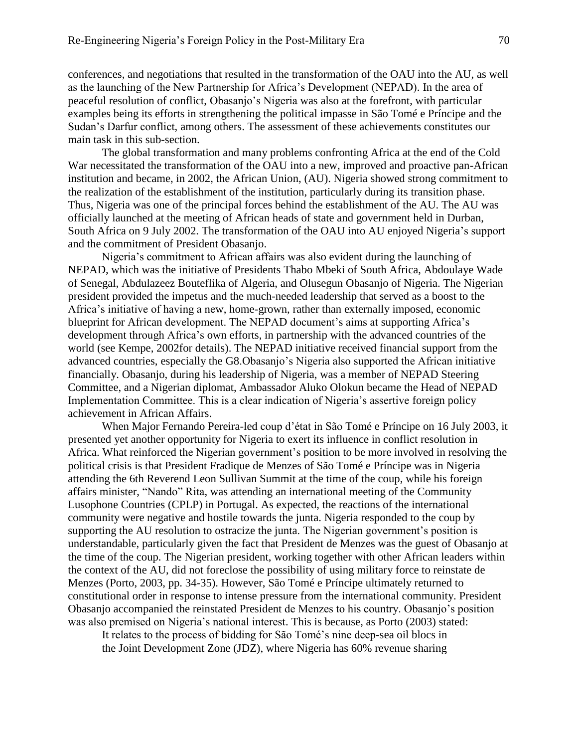conferences, and negotiations that resulted in the transformation of the OAU into the AU, as well as the launching of the New Partnership for Africa's Development (NEPAD). In the area of peaceful resolution of conflict, Obasanjo's Nigeria was also at the forefront, with particular examples being its efforts in strengthening the political impasse in São Tomé e Príncipe and the Sudan's Darfur conflict, among others. The assessment of these achievements constitutes our main task in this sub-section.

The global transformation and many problems confronting Africa at the end of the Cold War necessitated the transformation of the OAU into a new, improved and proactive pan-African institution and became, in 2002, the African Union, (AU). Nigeria showed strong commitment to the realization of the establishment of the institution, particularly during its transition phase. Thus, Nigeria was one of the principal forces behind the establishment of the AU. The AU was officially launched at the meeting of African heads of state and government held in Durban, South Africa on 9 July 2002. The transformation of the OAU into AU enjoyed Nigeria's support and the commitment of President Obasanjo.

Nigeria's commitment to African affairs was also evident during the launching of NEPAD, which was the initiative of Presidents Thabo Mbeki of South Africa, Abdoulaye Wade of Senegal, Abdulazeez Bouteflika of Algeria, and Olusegun Obasanjo of Nigeria. The Nigerian president provided the impetus and the much-needed leadership that served as a boost to the Africa's initiative of having a new, home-grown, rather than externally imposed, economic blueprint for African development. The NEPAD document's aims at supporting Africa's development through Africa's own efforts, in partnership with the advanced countries of the world (see Kempe, 2002for details). The NEPAD initiative received financial support from the advanced countries, especially the G8.Obasanjo's Nigeria also supported the African initiative financially. Obasanjo, during his leadership of Nigeria, was a member of NEPAD Steering Committee, and a Nigerian diplomat, Ambassador Aluko Olokun became the Head of NEPAD Implementation Committee. This is a clear indication of Nigeria's assertive foreign policy achievement in African Affairs.

When Major Fernando Pereira-led coup d'état in São Tomé e Príncipe on 16 July 2003, it presented yet another opportunity for Nigeria to exert its influence in conflict resolution in Africa. What reinforced the Nigerian government's position to be more involved in resolving the political crisis is that President Fradique de Menzes of São Tomé e Príncipe was in Nigeria attending the 6th Reverend Leon Sullivan Summit at the time of the coup, while his foreign affairs minister, "Nando" Rita, was attending an international meeting of the Community Lusophone Countries (CPLP) in Portugal. As expected, the reactions of the international community were negative and hostile towards the junta. Nigeria responded to the coup by supporting the AU resolution to ostracize the junta. The Nigerian government's position is understandable, particularly given the fact that President de Menzes was the guest of Obasanjo at the time of the coup. The Nigerian president, working together with other African leaders within the context of the AU, did not foreclose the possibility of using military force to reinstate de Menzes (Porto, 2003, pp. 34-35). However, São Tomé e Príncipe ultimately returned to constitutional order in response to intense pressure from the international community. President Obasanjo accompanied the reinstated President de Menzes to his country. Obasanjo's position was also premised on Nigeria's national interest. This is because, as Porto (2003) stated:

> It relates to the process of bidding for São Tomé's nine deep-sea oil blocs in the Joint Development Zone (JDZ), where Nigeria has 60% revenue sharing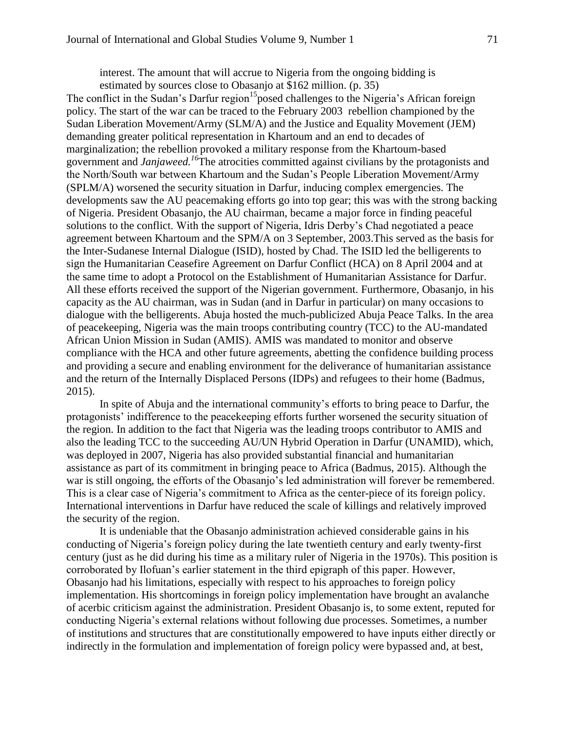interest. The amount that will accrue to Nigeria from the ongoing bidding is estimated by sources close to Obasanjo at \$162 million. (p. 35)

The conflict in the Sudan's Darfur region[15] posed challenges to the Nigeria's African foreign policy. The start of the war can be traced to the February 2003 rebellion championed by the Sudan Liberation Movement/Army (SLM/A) and the Justice and Equality Movement (JEM) demanding greater political representation in Khartoum and an end to decades of marginalization; the rebellion provoked a military response from the Khartoum-based government and *Janjaweed.*[16] The atrocities committed against civilians by the protagonists and the North/South war between Khartoum and the Sudan's People Liberation Movement/Army (SPLM/A) worsened the security situation in Darfur, inducing complex emergencies. The developments saw the AU peacemaking efforts go into top gear; this was with the strong backing of Nigeria. President Obasanjo, the AU chairman, became a major force in finding peaceful solutions to the conflict. With the support of Nigeria, Idris Derby's Chad negotiated a peace agreement between Khartoum and the SPM/A on 3 September, 2003.This served as the basis for the Inter-Sudanese Internal Dialogue (ISID), hosted by Chad. The ISID led the belligerents to sign the Humanitarian Ceasefire Agreement on Darfur Conflict (HCA) on 8 April 2004 and at the same time to adopt a Protocol on the Establishment of Humanitarian Assistance for Darfur. All these efforts received the support of the Nigerian government. Furthermore, Obasanjo, in his capacity as the AU chairman, was in Sudan (and in Darfur in particular) on many occasions to dialogue with the belligerents. Abuja hosted the much-publicized Abuja Peace Talks. In the area of peacekeeping, Nigeria was the main troops contributing country (TCC) to the AU-mandated African Union Mission in Sudan (AMIS). AMIS was mandated to monitor and observe compliance with the HCA and other future agreements, abetting the confidence building process and providing a secure and enabling environment for the deliverance of humanitarian assistance and the return of the Internally Displaced Persons (IDPs) and refugees to their home (Badmus, 2015).

In spite of Abuja and the international community's efforts to bring peace to Darfur, the protagonists' indifference to the peacekeeping efforts further worsened the security situation of the region. In addition to the fact that Nigeria was the leading troops contributor to AMIS and also the leading TCC to the succeeding AU/UN Hybrid Operation in Darfur (UNAMID), which, was deployed in 2007, Nigeria has also provided substantial financial and humanitarian assistance as part of its commitment in bringing peace to Africa (Badmus, 2015). Although the war is still ongoing, the efforts of the Obasanjo's led administration will forever be remembered. This is a clear case of Nigeria's commitment to Africa as the center-piece of its foreign policy. International interventions in Darfur have reduced the scale of killings and relatively improved the security of the region.

It is undeniable that the Obasanjo administration achieved considerable gains in his conducting of Nigeria's foreign policy during the late twentieth century and early twenty-first century (just as he did during his time as a military ruler of Nigeria in the 1970s). This position is corroborated by Ilofuan's earlier statement in the third epigraph of this paper. However, Obasanjo had his limitations, especially with respect to his approaches to foreign policy implementation. His shortcomings in foreign policy implementation have brought an avalanche of acerbic criticism against the administration. President Obasanjo is, to some extent, reputed for conducting Nigeria's external relations without following due processes. Sometimes, a number of institutions and structures that are constitutionally empowered to have inputs either directly or indirectly in the formulation and implementation of foreign policy were bypassed and, at best,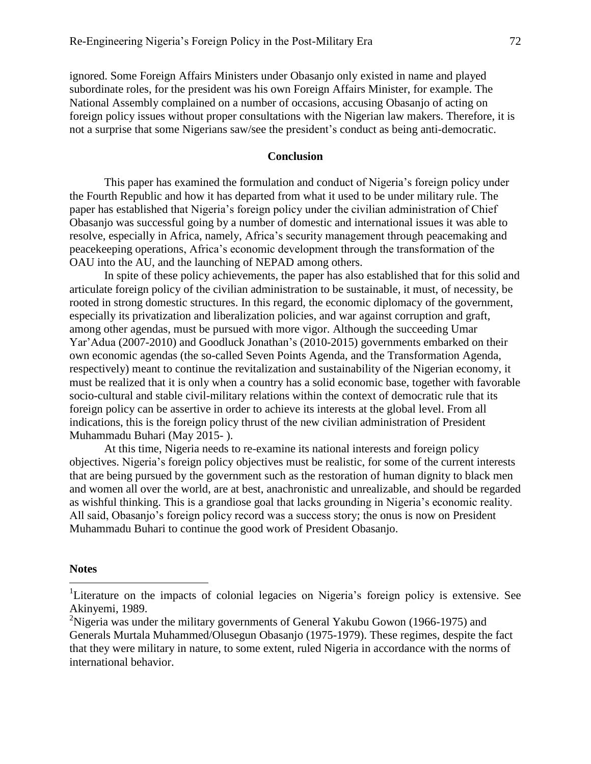ignored. Some Foreign Affairs Ministers under Obasanjo only existed in name and played subordinate roles, for the president was his own Foreign Affairs Minister, for example. The National Assembly complained on a number of occasions, accusing Obasanjo of acting on foreign policy issues without proper consultations with the Nigerian law makers. Therefore, it is not a surprise that some Nigerians saw/see the president's conduct as being anti-democratic.

## Conclusion

This paper has examined the formulation and conduct of Nigeria's foreign policy under the Fourth Republic and how it has departed from what it used to be under military rule. The paper has established that Nigeria's foreign policy under the civilian administration of Chief Obasanjo was successful going by a number of domestic and international issues it was able to resolve, especially in Africa, namely, Africa's security management through peacemaking and peacekeeping operations, Africa's economic development through the transformation of the OAU into the AU, and the launching of NEPAD among others.

In spite of these policy achievements, the paper has also established that for this solid and articulate foreign policy of the civilian administration to be sustainable, it must, of necessity, be rooted in strong domestic structures. In this regard, the economic diplomacy of the government, especially its privatization and liberalization policies, and war against corruption and graft, among other agendas, must be pursued with more vigor. Although the succeeding Umar Yar'Adua (2007-2010) and Goodluck Jonathan's (2010-2015) governments embarked on their own economic agendas (the so-called Seven Points Agenda, and the Transformation Agenda, respectively) meant to continue the revitalization and sustainability of the Nigerian economy, it must be realized that it is only when a country has a solid economic base, together with favorable socio-cultural and stable civil-military relations within the context of democratic rule that its foreign policy can be assertive in order to achieve its interests at the global level. From all indications, this is the foreign policy thrust of the new civilian administration of President Muhammadu Buhari (May 2015- ).

At this time, Nigeria needs to re-examine its national interests and foreign policy objectives. Nigeria's foreign policy objectives must be realistic, for some of the current interests that are being pursued by the government such as the restoration of human dignity to black men and women all over the world, are at best, anachronistic and unrealizable, and should be regarded as wishful thinking. This is a grandiose goal that lacks grounding in Nigeria's economic reality. All said, Obasanjo's foreign policy record was a success story; the onus is now on President Muhammadu Buhari to continue the good work of President Obasanjo.

**Notes**

[1]Literature on the impacts of colonial legacies on Nigeria's foreign policy is extensive. See Akinyemi, 1989.

[2]Nigeria was under the military governments of General Yakubu Gowon (1966-1975) and Generals Murtala Muhammed/Olusegun Obasanjo (1975-1979). These regimes, despite the fact that they were military in nature, to some extent, ruled Nigeria in accordance with the norms of international behavior.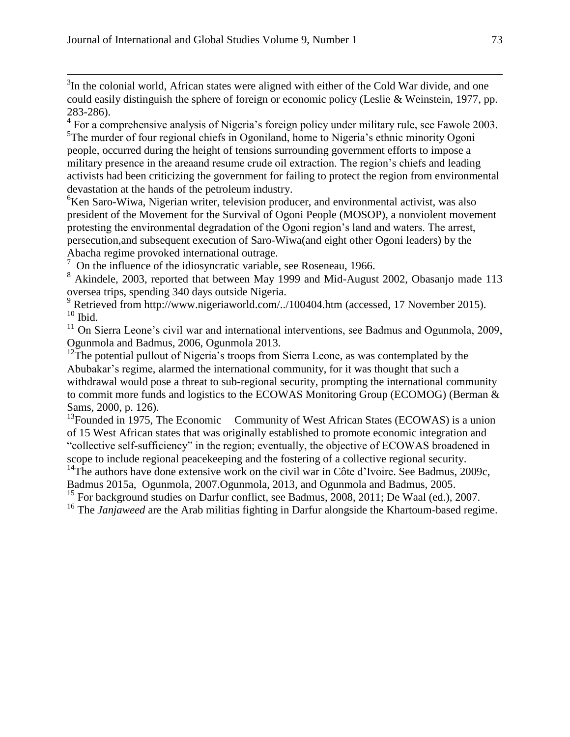[3]In the colonial world, African states were aligned with either of the Cold War divide, and one could easily distinguish the sphere of foreign or economic policy (Leslie & Weinstein, 1977, pp. 283-286).

[4] For a comprehensive analysis of Nigeria's foreign policy under military rule, see Fawole 2003.

[5]The murder of four regional chiefs in Ogoniland, home to Nigeria's ethnic minority Ogoni people, occurred during the height of tensions surrounding government efforts to impose a military presence in the areaand resume crude oil extraction. The region's chiefs and leading activists had been criticizing the government for failing to protect the region from environmental devastation at the hands of the petroleum industry.

[6]Ken Saro-Wiwa, Nigerian writer, television producer, and environmental activist, was also president of the Movement for the Survival of Ogoni People (MOSOP), a nonviolent movement protesting the environmental degradation of the Ogoni region's land and waters. The arrest, persecution,and subsequent execution of Saro-Wiwa(and eight other Ogoni leaders) by the Abacha regime provoked international outrage.

[7] On the influence of the idiosyncratic variable, see Roseneau, 1966.

[8] Akindele, 2003, reported that between May 1999 and Mid-August 2002, Obasanjo made 113 oversea trips, spending 340 days outside Nigeria.

[9] Retrieved from http://www.nigeriaworld.com/../100404.htm (accessed, 17 November 2015).

[10] Ibid.

[11] On Sierra Leone's civil war and international interventions, see Badmus and Ogunmola, 2009, Ogunmola and Badmus, 2006, Ogunmola 2013.

[12]The potential pullout of Nigeria's troops from Sierra Leone, as was contemplated by the Abubakar's regime, alarmed the international community, for it was thought that such a withdrawal would pose a threat to sub-regional security, prompting the international community to commit more funds and logistics to the ECOWAS Monitoring Group (ECOMOG) (Berman & Sams, 2000, p. 126).

[13]Founded in 1975, The Economic Community of West African States (ECOWAS) is a union of 15 West African states that was originally established to promote economic integration and "collective self-sufficiency" in the region; eventually, the objective of ECOWAS broadened in scope to include regional peacekeeping and the fostering of a collective regional security.

[14]The authors have done extensive work on the civil war in Côte d'Ivoire. See Badmus, 2009c, Badmus 2015a, Ogunmola, 2007.Ogunmola, 2013, and Ogunmola and Badmus, 2005.

[15] For background studies on Darfur conflict, see Badmus, 2008, 2011; De Waal (ed.), 2007.

[16] The *Janjaweed* are the Arab militias fighting in Darfur alongside the Khartoum-based regime.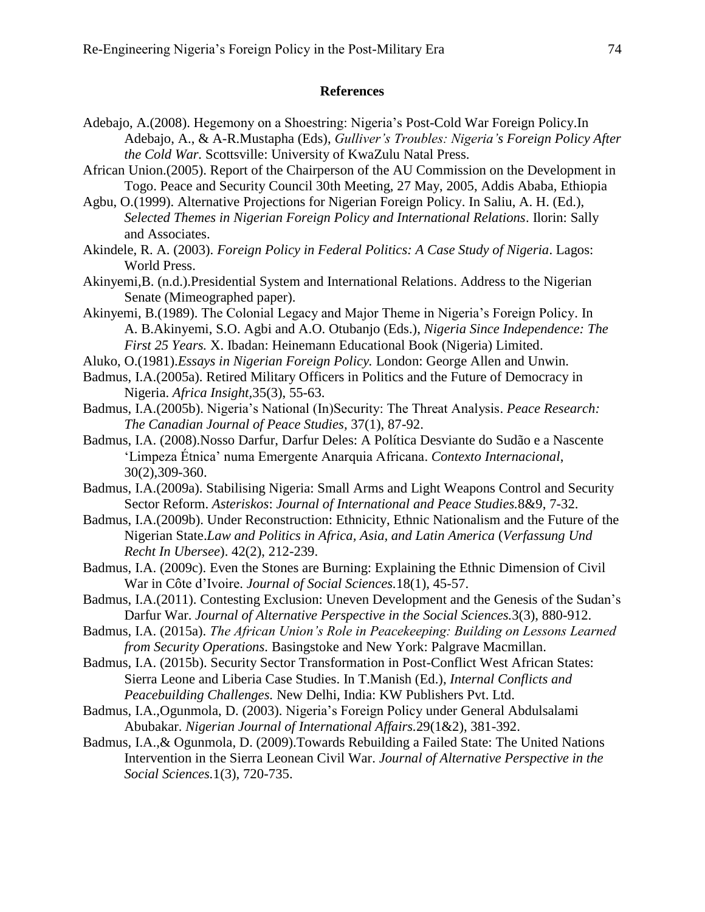## References

Adebajo, A.(2008). Hegemony on a Shoestring: Nigeria's Post-Cold War Foreign Policy.In Adebajo, A., & A-R.Mustapha (Eds), *Gulliver's Troubles: Nigeria's Foreign Policy After the Cold War.* Scottsville: University of KwaZulu Natal Press.

African Union.(2005). Report of the Chairperson of the AU Commission on the Development in Togo. Peace and Security Council 30th Meeting, 27 May, 2005, Addis Ababa, Ethiopia

Agbu, O.(1999). Alternative Projections for Nigerian Foreign Policy. In Saliu, A. H. (Ed.), *Selected Themes in Nigerian Foreign Policy and International Relations*. Ilorin: Sally and Associates.

Akindele, R. A. (2003). *Foreign Policy in Federal Politics: A Case Study of Nigeria*. Lagos: World Press.

Akinyemi,B. (n.d.).Presidential System and International Relations. Address to the Nigerian Senate (Mimeographed paper).

Akinyemi, B.(1989). The Colonial Legacy and Major Theme in Nigeria's Foreign Policy. In A. B.Akinyemi, S.O. Agbi and A.O. Otubanjo (Eds.), *Nigeria Since Independence: The First 25 Years.* X. Ibadan: Heinemann Educational Book (Nigeria) Limited.

Aluko, O.(1981).*Essays in Nigerian Foreign Policy.* London: George Allen and Unwin.

Badmus, I.A.(2005a). Retired Military Officers in Politics and the Future of Democracy in Nigeria. *Africa Insight,*35(3), 55-63.

Badmus, I.A.(2005b). Nigeria's National (In)Security: The Threat Analysis. *Peace Research: The Canadian Journal of Peace Studies,* 37(1), 87-92.

Badmus, I.A. (2008).Nosso Darfur, Darfur Deles: A Política Desviante do Sudão e a Nascente 'Limpeza Étnica' numa Emergente Anarquia Africana. *Contexto Internacional*, 30(2),309-360.

Badmus, I.A.(2009a). Stabilising Nigeria: Small Arms and Light Weapons Control and Security Sector Reform. *Asteriskos*: *Journal of International and Peace Studies.*8&9, 7-32.

Badmus, I.A.(2009b). Under Reconstruction: Ethnicity, Ethnic Nationalism and the Future of the Nigerian State.*Law and Politics in Africa, Asia, and Latin America* (*Verfassung Und Recht In Ubersee*). 42(2), 212-239.

Badmus, I.A. (2009c). Even the Stones are Burning: Explaining the Ethnic Dimension of Civil War in Côte d'Ivoire. *Journal of Social Sciences.*18(1), 45-57.

Badmus, I.A.(2011). Contesting Exclusion: Uneven Development and the Genesis of the Sudan's Darfur War. *Journal of Alternative Perspective in the Social Sciences.*3(3), 880-912.

Badmus, I.A. (2015a). *The African Union's Role in Peacekeeping: Building on Lessons Learned from Security Operations*. Basingstoke and New York: Palgrave Macmillan.

Badmus, I.A. (2015b). Security Sector Transformation in Post-Conflict West African States: Sierra Leone and Liberia Case Studies. In T.Manish (Ed.), *Internal Conflicts and Peacebuilding Challenges.* New Delhi, India: KW Publishers Pvt. Ltd.

Badmus, I.A.,Ogunmola, D. (2003). Nigeria's Foreign Policy under General Abdulsalami Abubakar. *Nigerian Journal of International Affairs.*29(1&2), 381-392.

Badmus, I.A.,& Ogunmola, D. (2009).Towards Rebuilding a Failed State: The United Nations Intervention in the Sierra Leonean Civil War. *Journal of Alternative Perspective in the Social Sciences.*1(3), 720-735.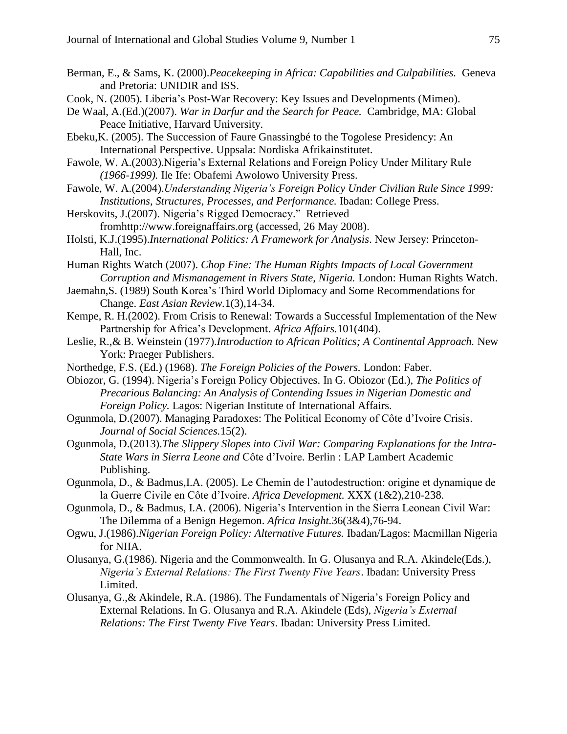Berman, E., & Sams, K. (2000).*Peacekeeping in Africa: Capabilities and Culpabilities.* Geneva and Pretoria: UNIDIR and ISS.

Cook, N. (2005). Liberia's Post-War Recovery: Key Issues and Developments (Mimeo).

De Waal, A.(Ed.)(2007). *War in Darfur and the Search for Peace.* Cambridge, MA: Global Peace Initiative, Harvard University.

Ebeku,K. (2005). The Succession of Faure Gnassingbé to the Togolese Presidency: An International Perspective. Uppsala: Nordiska Afrikainstitutet.

Fawole, W. A.(2003).Nigeria's External Relations and Foreign Policy Under Military Rule *(1966-1999).* Ile Ife: Obafemi Awolowo University Press.

Fawole, W. A.(2004).*Understanding Nigeria's Foreign Policy Under Civilian Rule Since 1999: Institutions, Structures, Processes, and Performance.* Ibadan: College Press.

Herskovits, J.(2007). Nigeria's Rigged Democracy." Retrieved fromhttp://www.foreignaffairs.org (accessed, 26 May 2008).

Holsti, K.J.(1995).*International Politics: A Framework for Analysis*. New Jersey: Princeton-Hall, Inc.

Human Rights Watch (2007). *Chop Fine: The Human Rights Impacts of Local Government Corruption and Mismanagement in Rivers State, Nigeria.* London: Human Rights Watch.

Jaemahn,S. (1989) South Korea's Third World Diplomacy and Some Recommendations for Change. *East Asian Review.*1(3),14-34.

Kempe, R. H.(2002). From Crisis to Renewal: Towards a Successful Implementation of the New Partnership for Africa's Development. *Africa Affairs.*101(404).

Leslie, R.,& B. Weinstein (1977).*Introduction to African Politics; A Continental Approach.* New York: Praeger Publishers.

Northedge, F.S. (Ed.) (1968). *The Foreign Policies of the Powers.* London: Faber.

Obiozor, G. (1994). Nigeria's Foreign Policy Objectives. In G. Obiozor (Ed.), *The Politics of Precarious Balancing: An Analysis of Contending Issues in Nigerian Domestic and Foreign Policy.* Lagos: Nigerian Institute of International Affairs.

Ogunmola, D.(2007). Managing Paradoxes: The Political Economy of Côte d'Ivoire Crisis. *Journal of Social Sciences.*15(2).

Ogunmola, D.(2013).*The Slippery Slopes into Civil War: Comparing Explanations for the Intra-State Wars in Sierra Leone and* Côte d'Ivoire. Berlin : LAP Lambert Academic Publishing.

Ogunmola, D., & Badmus,I.A. (2005). Le Chemin de l'autodestruction: origine et dynamique de la Guerre Civile en Côte d'Ivoire. *Africa Development.* XXX (1&2),210-238.

Ogunmola, D., & Badmus, I.A. (2006). Nigeria's Intervention in the Sierra Leonean Civil War: The Dilemma of a Benign Hegemon. *Africa Insight.*36(3&4),76-94.

Ogwu, J.(1986).*Nigerian Foreign Policy: Alternative Futures.* Ibadan/Lagos: Macmillan Nigeria for NIIA.

Olusanya, G.(1986). Nigeria and the Commonwealth. In G. Olusanya and R.A. Akindele(Eds.), *Nigeria's External Relations: The First Twenty Five Years*. Ibadan: University Press Limited.

Olusanya, G.,& Akindele, R.A. (1986). The Fundamentals of Nigeria's Foreign Policy and External Relations. In G. Olusanya and R.A. Akindele (Eds), *Nigeria's External Relations: The First Twenty Five Years*. Ibadan: University Press Limited.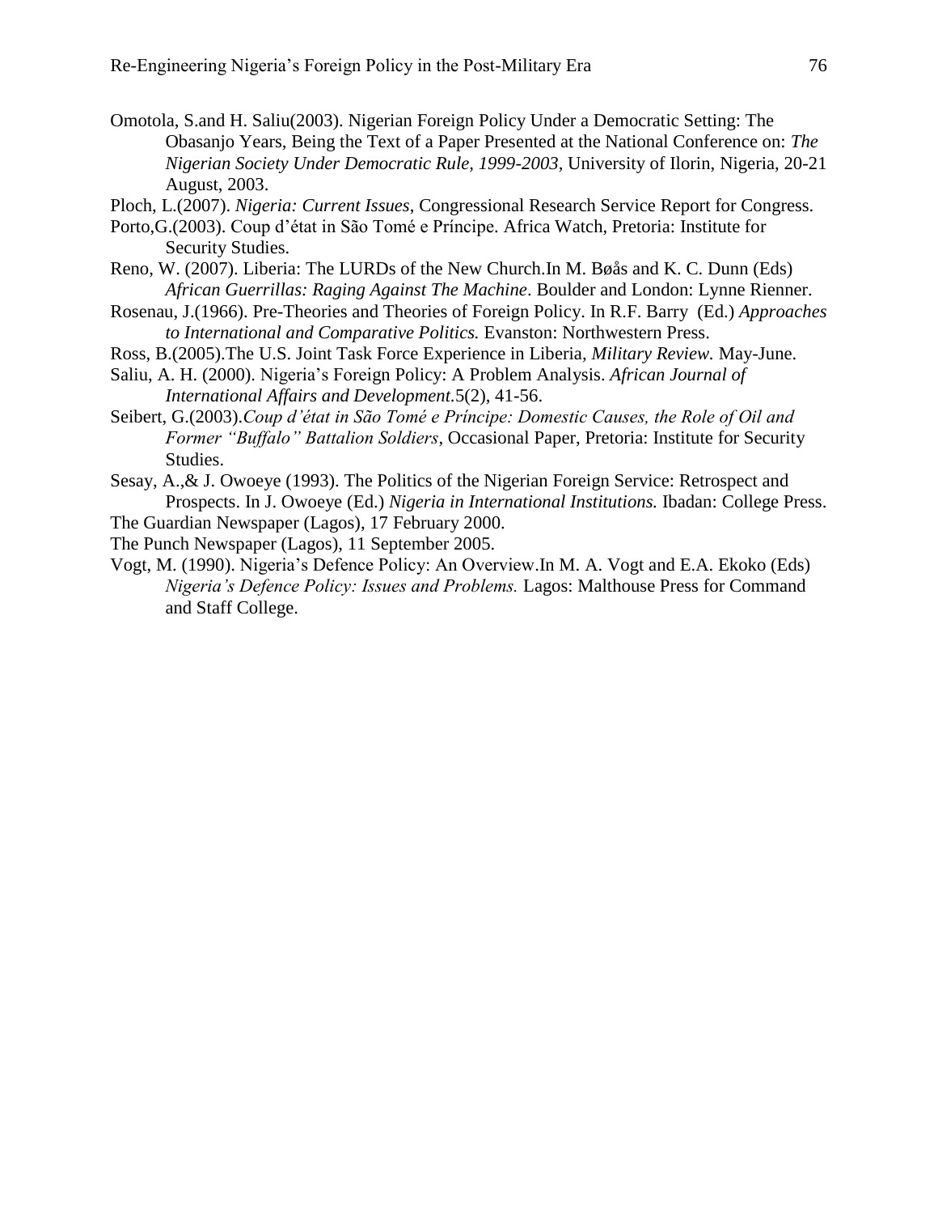Omotola, S.and H. Saliu(2003). Nigerian Foreign Policy Under a Democratic Setting: The Obasanjo Years, Being the Text of a Paper Presented at the National Conference on: *The Nigerian Society Under Democratic Rule, 1999-2003*, University of Ilorin, Nigeria, 20-21 August, 2003.

Ploch, L.(2007). *Nigeria: Current Issues*, Congressional Research Service Report for Congress.

Porto,G.(2003). Coup d'état in São Tomé e Príncipe. Africa Watch, Pretoria: Institute for Security Studies.

Reno, W. (2007). Liberia: The LURDs of the New Church.In M. Bøås and K. C. Dunn (Eds) *African Guerrillas: Raging Against The Machine*. Boulder and London: Lynne Rienner.

Rosenau, J.(1966). Pre-Theories and Theories of Foreign Policy. In R.F. Barry (Ed.) *Approaches to International and Comparative Politics.* Evanston: Northwestern Press.

Ross, B.(2005).The U.S. Joint Task Force Experience in Liberia, *Military Review.* May-June.

Saliu, A. H. (2000). Nigeria's Foreign Policy: A Problem Analysis. *African Journal of International Affairs and Development.*5(2), 41-56.

Seibert, G.(2003).*Coup d'état in São Tomé e Príncipe: Domestic Causes, the Role of Oil and Former "Buffalo" Battalion Soldiers*, Occasional Paper, Pretoria: Institute for Security Studies.

Sesay, A.,& J. Owoeye (1993). The Politics of the Nigerian Foreign Service: Retrospect and Prospects. In J. Owoeye (Ed.) *Nigeria in International Institutions.* Ibadan: College Press.

The Guardian Newspaper (Lagos), 17 February 2000.

The Punch Newspaper (Lagos), 11 September 2005.

Vogt, M. (1990). Nigeria's Defence Policy: An Overview.In M. A. Vogt and E.A. Ekoko (Eds) *Nigeria's Defence Policy: Issues and Problems.* Lagos: Malthouse Press for Command and Staff College.